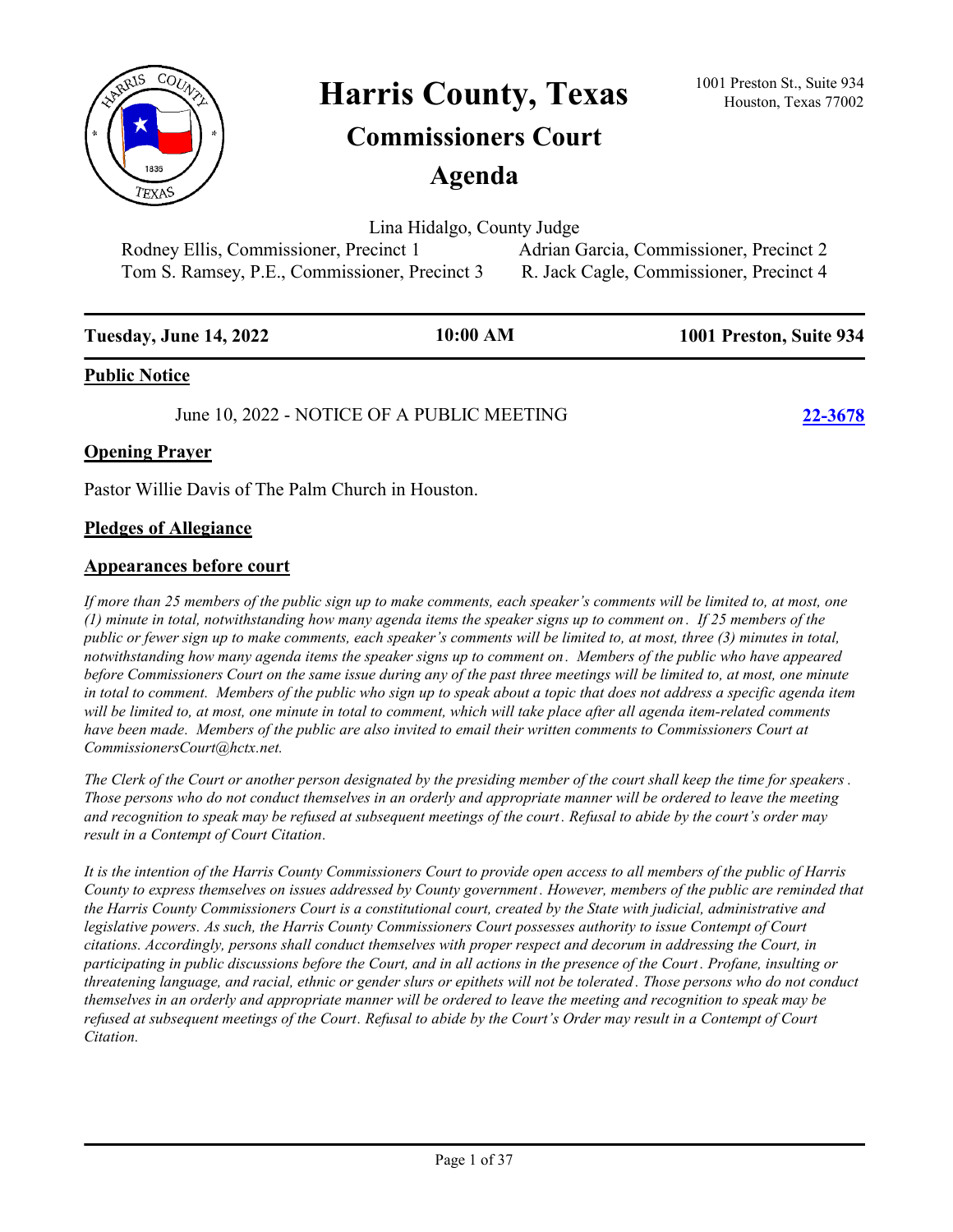# Harris County, Texas

## Commissioners Court

## Agenda

1001 Preston St., Suite 934
Houston, Texas 77002

Lina Hidalgo, County Judge

Rodney Ellis, Commissioner, Precinct 1 — Adrian Garcia, Commissioner, Precinct 2

Tom S. Ramsey, P.E., Commissioner, Precinct 3 — R. Jack Cagle, Commissioner, Precinct 4

| **Tuesday, June 14, 2022** | **10:00 AM** | **1001 Preston, Suite 934** |
|---|---|---|

### Public Notice

June 10, 2022 - NOTICE OF A PUBLIC MEETING **22-3678**

### Opening Prayer

Pastor Willie Davis of The Palm Church in Houston.

### Pledges of Allegiance

### Appearances before court

*If more than 25 members of the public sign up to make comments, each speaker's comments will be limited to, at most, one (1) minute in total, notwithstanding how many agenda items the speaker signs up to comment on. If 25 members of the public or fewer sign up to make comments, each speaker's comments will be limited to, at most, three (3) minutes in total, notwithstanding how many agenda items the speaker signs up to comment on. Members of the public who have appeared before Commissioners Court on the same issue during any of the past three meetings will be limited to, at most, one minute in total to comment. Members of the public who sign up to speak about a topic that does not address a specific agenda item will be limited to, at most, one minute in total to comment, which will take place after all agenda item-related comments have been made. Members of the public are also invited to email their written comments to Commissioners Court at CommissionersCourt@hctx.net.*

*The Clerk of the Court or another person designated by the presiding member of the court shall keep the time for speakers. Those persons who do not conduct themselves in an orderly and appropriate manner will be ordered to leave the meeting and recognition to speak may be refused at subsequent meetings of the court. Refusal to abide by the court's order may result in a Contempt of Court Citation.*

*It is the intention of the Harris County Commissioners Court to provide open access to all members of the public of Harris County to express themselves on issues addressed by County government. However, members of the public are reminded that the Harris County Commissioners Court is a constitutional court, created by the State with judicial, administrative and legislative powers. As such, the Harris County Commissioners Court possesses authority to issue Contempt of Court citations. Accordingly, persons shall conduct themselves with proper respect and decorum in addressing the Court, in participating in public discussions before the Court, and in all actions in the presence of the Court. Profane, insulting or threatening language, and racial, ethnic or gender slurs or epithets will not be tolerated. Those persons who do not conduct themselves in an orderly and appropriate manner will be ordered to leave the meeting and recognition to speak may be refused at subsequent meetings of the Court. Refusal to abide by the Court's Order may result in a Contempt of Court Citation.*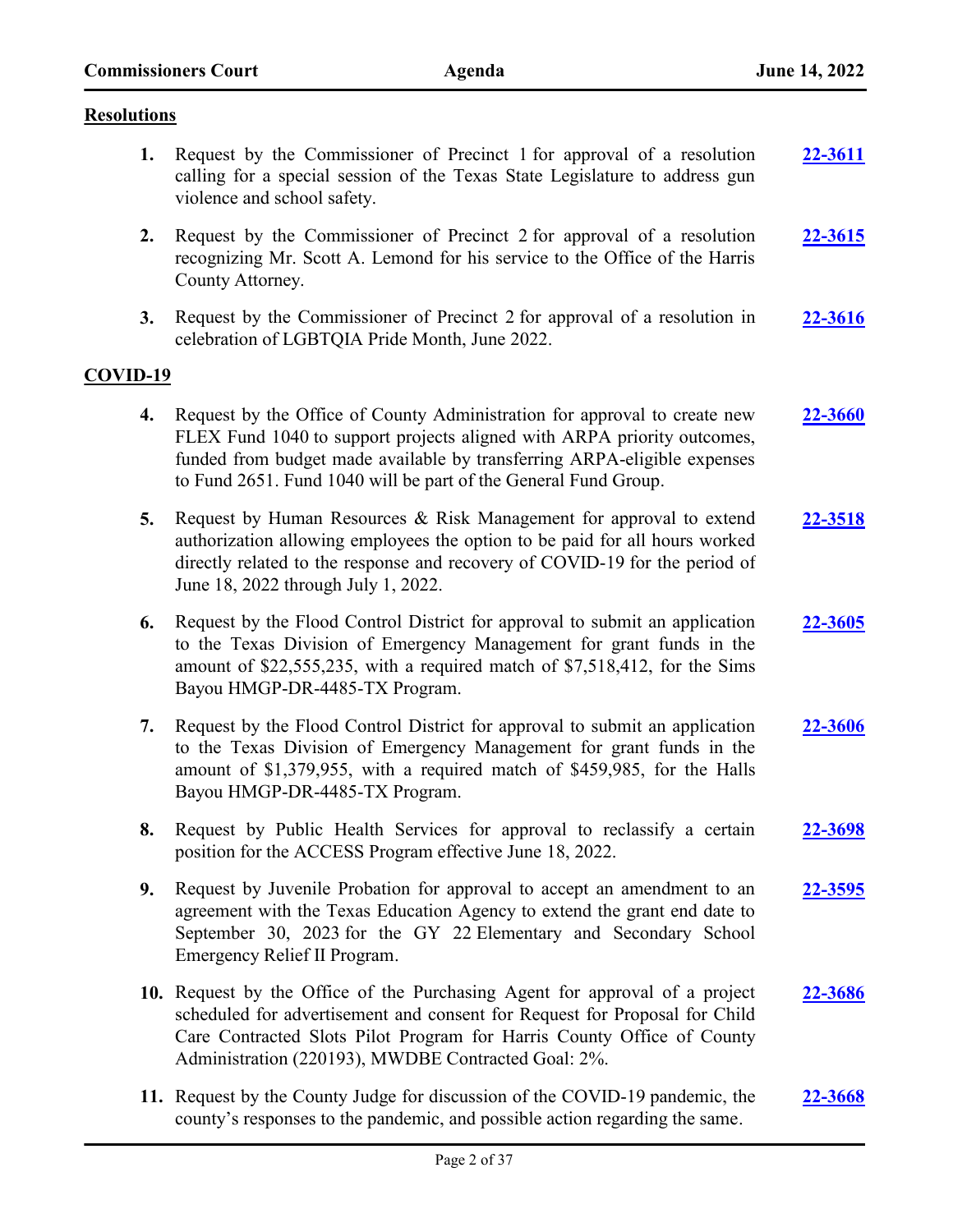## Resolutions

1. Request by the Commissioner of Precinct 1 for approval of a resolution calling for a special session of the Texas State Legislature to address gun violence and school safety. **22-3611**

2. Request by the Commissioner of Precinct 2 for approval of a resolution recognizing Mr. Scott A. Lemond for his service to the Office of the Harris County Attorney. **22-3615**

3. Request by the Commissioner of Precinct 2 for approval of a resolution in celebration of LGBTQIA Pride Month, June 2022. **22-3616**

## COVID-19

4. Request by the Office of County Administration for approval to create new FLEX Fund 1040 to support projects aligned with ARPA priority outcomes, funded from budget made available by transferring ARPA-eligible expenses to Fund 2651. Fund 1040 will be part of the General Fund Group. **22-3660**

5. Request by Human Resources & Risk Management for approval to extend authorization allowing employees the option to be paid for all hours worked directly related to the response and recovery of COVID-19 for the period of June 18, 2022 through July 1, 2022. **22-3518**

6. Request by the Flood Control District for approval to submit an application to the Texas Division of Emergency Management for grant funds in the amount of $22,555,235, with a required match of $7,518,412, for the Sims Bayou HMGP-DR-4485-TX Program. **22-3605**

7. Request by the Flood Control District for approval to submit an application to the Texas Division of Emergency Management for grant funds in the amount of $1,379,955, with a required match of $459,985, for the Halls Bayou HMGP-DR-4485-TX Program. **22-3606**

8. Request by Public Health Services for approval to reclassify a certain position for the ACCESS Program effective June 18, 2022. **22-3698**

9. Request by Juvenile Probation for approval to accept an amendment to an agreement with the Texas Education Agency to extend the grant end date to September 30, 2023 for the GY 22 Elementary and Secondary School Emergency Relief II Program. **22-3595**

10. Request by the Office of the Purchasing Agent for approval of a project scheduled for advertisement and consent for Request for Proposal for Child Care Contracted Slots Pilot Program for Harris County Office of County Administration (220193), MWDBE Contracted Goal: 2%. **22-3686**

11. Request by the County Judge for discussion of the COVID-19 pandemic, the county's responses to the pandemic, and possible action regarding the same. **22-3668**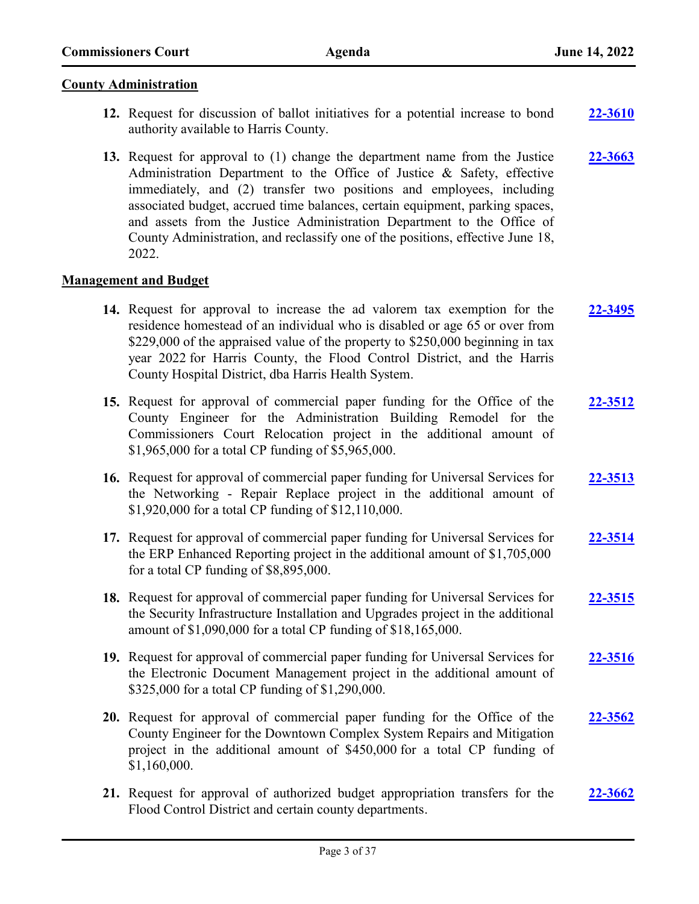## County Administration

12. Request for discussion of ballot initiatives for a potential increase to bond authority available to Harris County. **22-3610**

13. Request for approval to (1) change the department name from the Justice Administration Department to the Office of Justice & Safety, effective immediately, and (2) transfer two positions and employees, including associated budget, accrued time balances, certain equipment, parking spaces, and assets from the Justice Administration Department to the Office of County Administration, and reclassify one of the positions, effective June 18, 2022. **22-3663**

## Management and Budget

14. Request for approval to increase the ad valorem tax exemption for the residence homestead of an individual who is disabled or age 65 or over from $229,000 of the appraised value of the property to $250,000 beginning in tax year 2022 for Harris County, the Flood Control District, and the Harris County Hospital District, dba Harris Health System. **22-3495**

15. Request for approval of commercial paper funding for the Office of the County Engineer for the Administration Building Remodel for the Commissioners Court Relocation project in the additional amount of $1,965,000 for a total CP funding of $5,965,000. **22-3512**

16. Request for approval of commercial paper funding for Universal Services for the Networking - Repair Replace project in the additional amount of $1,920,000 for a total CP funding of $12,110,000. **22-3513**

17. Request for approval of commercial paper funding for Universal Services for the ERP Enhanced Reporting project in the additional amount of $1,705,000 for a total CP funding of $8,895,000. **22-3514**

18. Request for approval of commercial paper funding for Universal Services for the Security Infrastructure Installation and Upgrades project in the additional amount of $1,090,000 for a total CP funding of $18,165,000. **22-3515**

19. Request for approval of commercial paper funding for Universal Services for the Electronic Document Management project in the additional amount of $325,000 for a total CP funding of $1,290,000. **22-3516**

20. Request for approval of commercial paper funding for the Office of the County Engineer for the Downtown Complex System Repairs and Mitigation project in the additional amount of $450,000 for a total CP funding of $1,160,000. **22-3562**

21. Request for approval of authorized budget appropriation transfers for the Flood Control District and certain county departments. **22-3662**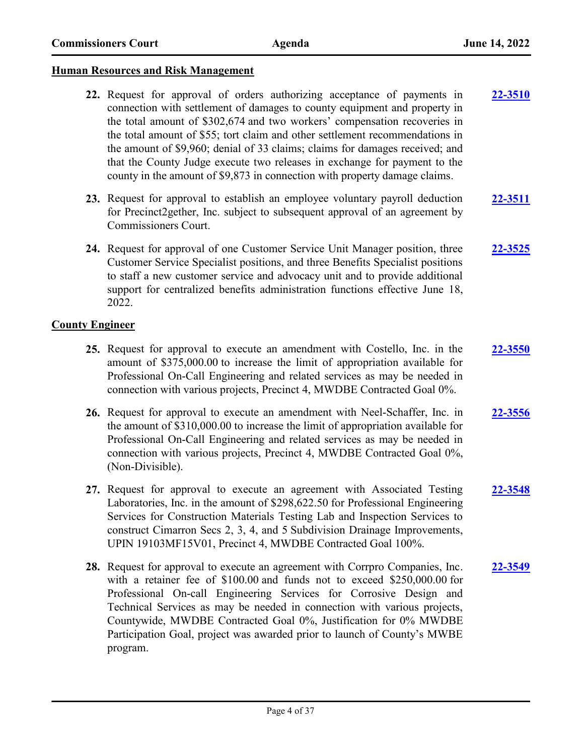## Human Resources and Risk Management

**22.** Request for approval of orders authorizing acceptance of payments in connection with settlement of damages to county equipment and property in the total amount of $302,674 and two workers' compensation recoveries in the total amount of $55; tort claim and other settlement recommendations in the amount of $9,960; denial of 33 claims; claims for damages received; and that the County Judge execute two releases in exchange for payment to the county in the amount of $9,873 in connection with property damage claims. **22-3510**

**23.** Request for approval to establish an employee voluntary payroll deduction for Precinct2gether, Inc. subject to subsequent approval of an agreement by Commissioners Court. **22-3511**

**24.** Request for approval of one Customer Service Unit Manager position, three Customer Service Specialist positions, and three Benefits Specialist positions to staff a new customer service and advocacy unit and to provide additional support for centralized benefits administration functions effective June 18, 2022. **22-3525**

## County Engineer

**25.** Request for approval to execute an amendment with Costello, Inc. in the amount of $375,000.00 to increase the limit of appropriation available for Professional On-Call Engineering and related services as may be needed in connection with various projects, Precinct 4, MWDBE Contracted Goal 0%. **22-3550**

**26.** Request for approval to execute an amendment with Neel-Schaffer, Inc. in the amount of $310,000.00 to increase the limit of appropriation available for Professional On-Call Engineering and related services as may be needed in connection with various projects, Precinct 4, MWDBE Contracted Goal 0%, (Non-Divisible). **22-3556**

**27.** Request for approval to execute an agreement with Associated Testing Laboratories, Inc. in the amount of $298,622.50 for Professional Engineering Services for Construction Materials Testing Lab and Inspection Services to construct Cimarron Secs 2, 3, 4, and 5 Subdivision Drainage Improvements, UPIN 19103MF15V01, Precinct 4, MWDBE Contracted Goal 100%. **22-3548**

**28.** Request for approval to execute an agreement with Corrpro Companies, Inc. with a retainer fee of $100.00 and funds not to exceed $250,000.00 for Professional On-call Engineering Services for Corrosive Design and Technical Services as may be needed in connection with various projects, Countywide, MWDBE Contracted Goal 0%, Justification for 0% MWDBE Participation Goal, project was awarded prior to launch of County's MWBE program. **22-3549**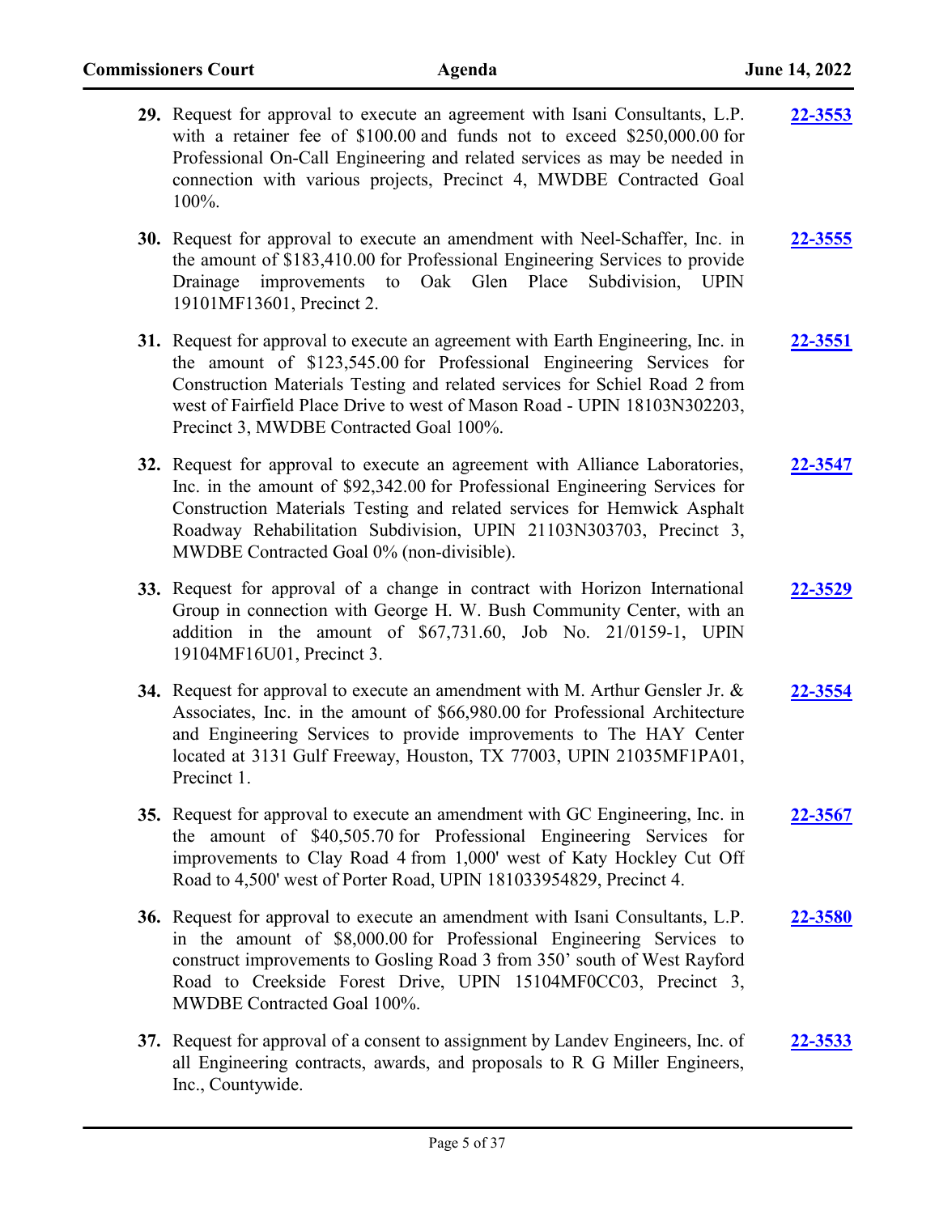29. Request for approval to execute an agreement with Isani Consultants, L.P. with a retainer fee of $100.00 and funds not to exceed $250,000.00 for Professional On-Call Engineering and related services as may be needed in connection with various projects, Precinct 4, MWDBE Contracted Goal 100%. **22-3553**

30. Request for approval to execute an amendment with Neel-Schaffer, Inc. in the amount of $183,410.00 for Professional Engineering Services to provide Drainage improvements to Oak Glen Place Subdivision, UPIN 19101MF13601, Precinct 2. **22-3555**

31. Request for approval to execute an agreement with Earth Engineering, Inc. in the amount of $123,545.00 for Professional Engineering Services for Construction Materials Testing and related services for Schiel Road 2 from west of Fairfield Place Drive to west of Mason Road - UPIN 18103N302203, Precinct 3, MWDBE Contracted Goal 100%. **22-3551**

32. Request for approval to execute an agreement with Alliance Laboratories, Inc. in the amount of $92,342.00 for Professional Engineering Services for Construction Materials Testing and related services for Hemwick Asphalt Roadway Rehabilitation Subdivision, UPIN 21103N303703, Precinct 3, MWDBE Contracted Goal 0% (non-divisible). **22-3547**

33. Request for approval of a change in contract with Horizon International Group in connection with George H. W. Bush Community Center, with an addition in the amount of $67,731.60, Job No. 21/0159-1, UPIN 19104MF16U01, Precinct 3. **22-3529**

34. Request for approval to execute an amendment with M. Arthur Gensler Jr. & Associates, Inc. in the amount of $66,980.00 for Professional Architecture and Engineering Services to provide improvements to The HAY Center located at 3131 Gulf Freeway, Houston, TX 77003, UPIN 21035MF1PA01, Precinct 1. **22-3554**

35. Request for approval to execute an amendment with GC Engineering, Inc. in the amount of $40,505.70 for Professional Engineering Services for improvements to Clay Road 4 from 1,000' west of Katy Hockley Cut Off Road to 4,500' west of Porter Road, UPIN 181033954829, Precinct 4. **22-3567**

36. Request for approval to execute an amendment with Isani Consultants, L.P. in the amount of $8,000.00 for Professional Engineering Services to construct improvements to Gosling Road 3 from 350' south of West Rayford Road to Creekside Forest Drive, UPIN 15104MF0CC03, Precinct 3, MWDBE Contracted Goal 100%. **22-3580**

37. Request for approval of a consent to assignment by Landev Engineers, Inc. of all Engineering contracts, awards, and proposals to R G Miller Engineers, Inc., Countywide. **22-3533**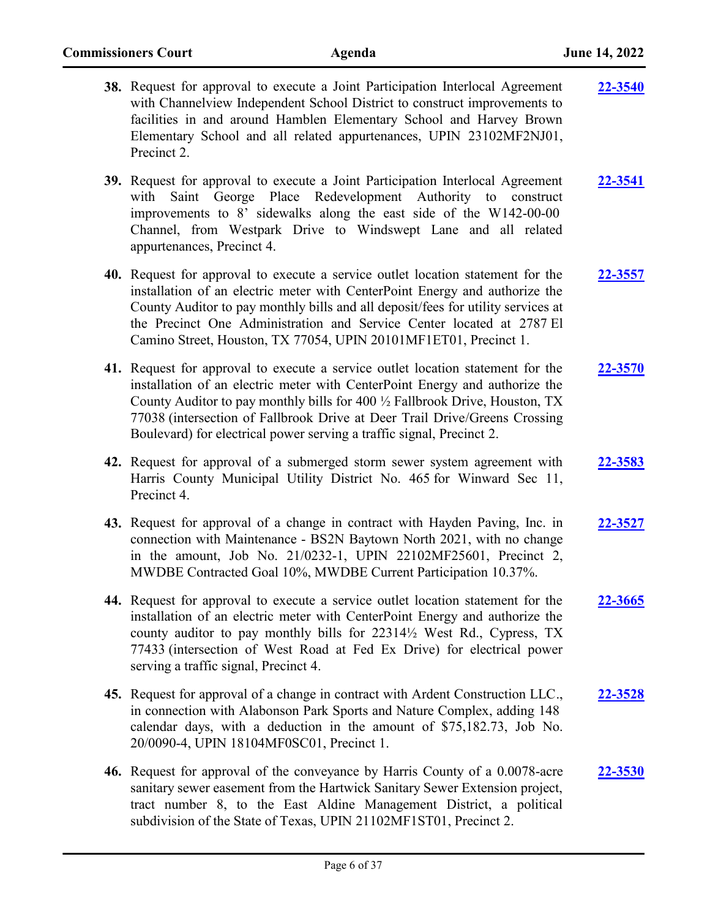38. Request for approval to execute a Joint Participation Interlocal Agreement with Channelview Independent School District to construct improvements to facilities in and around Hamblen Elementary School and Harvey Brown Elementary School and all related appurtenances, UPIN 23102MF2NJ01, Precinct 2. **22-3540**

39. Request for approval to execute a Joint Participation Interlocal Agreement with Saint George Place Redevelopment Authority to construct improvements to 8' sidewalks along the east side of the W142-00-00 Channel, from Westpark Drive to Windswept Lane and all related appurtenances, Precinct 4. **22-3541**

40. Request for approval to execute a service outlet location statement for the installation of an electric meter with CenterPoint Energy and authorize the County Auditor to pay monthly bills and all deposit/fees for utility services at the Precinct One Administration and Service Center located at 2787 El Camino Street, Houston, TX 77054, UPIN 20101MF1ET01, Precinct 1. **22-3557**

41. Request for approval to execute a service outlet location statement for the installation of an electric meter with CenterPoint Energy and authorize the County Auditor to pay monthly bills for 400 ½ Fallbrook Drive, Houston, TX 77038 (intersection of Fallbrook Drive at Deer Trail Drive/Greens Crossing Boulevard) for electrical power serving a traffic signal, Precinct 2. **22-3570**

42. Request for approval of a submerged storm sewer system agreement with Harris County Municipal Utility District No. 465 for Winward Sec 11, Precinct 4. **22-3583**

43. Request for approval of a change in contract with Hayden Paving, Inc. in connection with Maintenance - BS2N Baytown North 2021, with no change in the amount, Job No. 21/0232-1, UPIN 22102MF25601, Precinct 2, MWDBE Contracted Goal 10%, MWDBE Current Participation 10.37%. **22-3527**

44. Request for approval to execute a service outlet location statement for the installation of an electric meter with CenterPoint Energy and authorize the county auditor to pay monthly bills for 22314½ West Rd., Cypress, TX 77433 (intersection of West Road at Fed Ex Drive) for electrical power serving a traffic signal, Precinct 4. **22-3665**

45. Request for approval of a change in contract with Ardent Construction LLC., in connection with Alabonson Park Sports and Nature Complex, adding 148 calendar days, with a deduction in the amount of $75,182.73, Job No. 20/0090-4, UPIN 18104MF0SC01, Precinct 1. **22-3528**

46. Request for approval of the conveyance by Harris County of a 0.0078-acre sanitary sewer easement from the Hartwick Sanitary Sewer Extension project, tract number 8, to the East Aldine Management District, a political subdivision of the State of Texas, UPIN 21102MF1ST01, Precinct 2. **22-3530**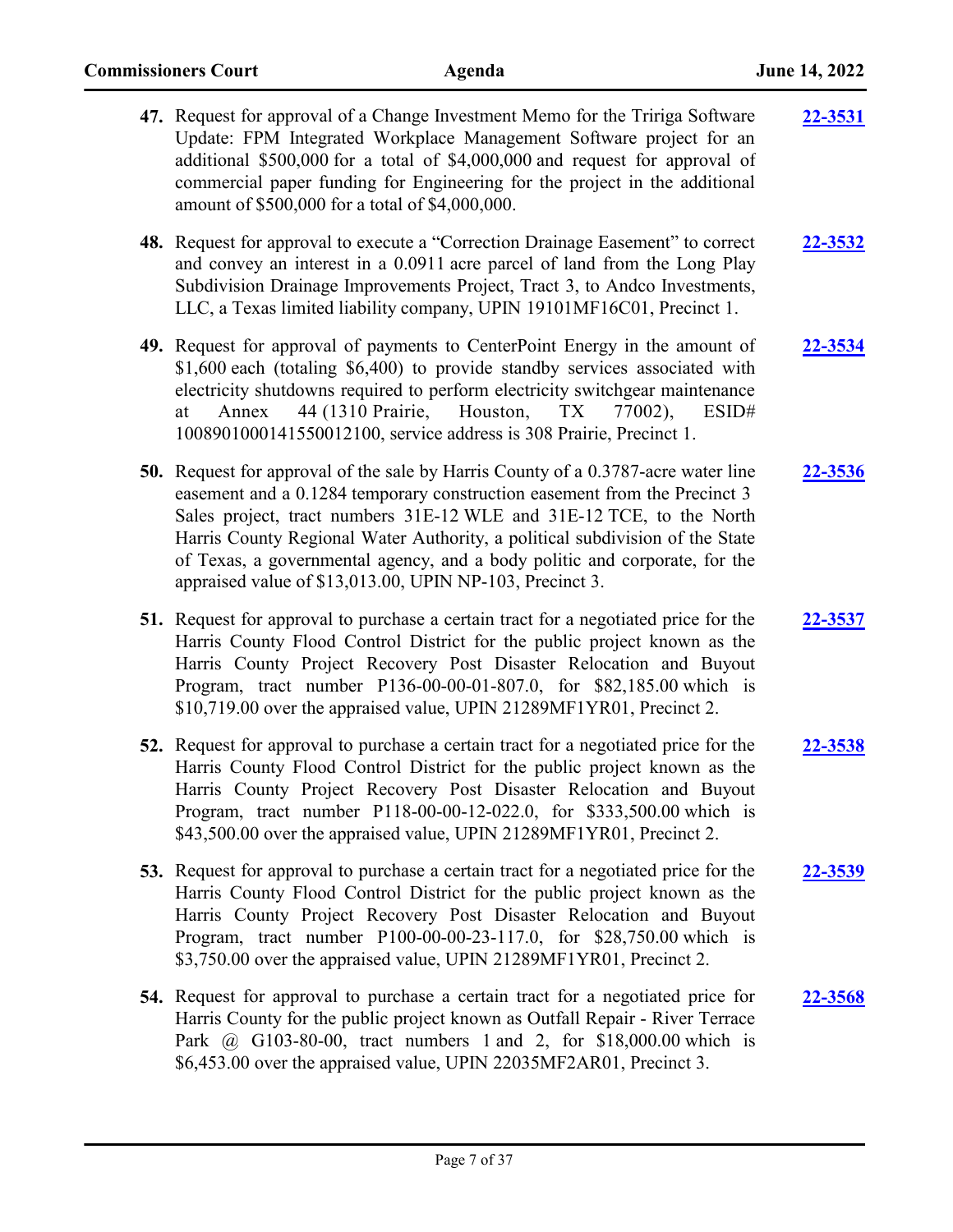**47.** Request for approval of a Change Investment Memo for the Tririga Software Update: FPM Integrated Workplace Management Software project for an additional $500,000 for a total of $4,000,000 and request for approval of commercial paper funding for Engineering for the project in the additional amount of $500,000 for a total of $4,000,000. **22-3531**

**48.** Request for approval to execute a "Correction Drainage Easement" to correct and convey an interest in a 0.0911 acre parcel of land from the Long Play Subdivision Drainage Improvements Project, Tract 3, to Andco Investments, LLC, a Texas limited liability company, UPIN 19101MF16C01, Precinct 1. **22-3532**

**49.** Request for approval of payments to CenterPoint Energy in the amount of $1,600 each (totaling $6,400) to provide standby services associated with electricity shutdowns required to perform electricity switchgear maintenance at Annex 44 (1310 Prairie, Houston, TX 77002), ESID# 1008901000141550012100, service address is 308 Prairie, Precinct 1. **22-3534**

**50.** Request for approval of the sale by Harris County of a 0.3787-acre water line easement and a 0.1284 temporary construction easement from the Precinct 3 Sales project, tract numbers 31E-12 WLE and 31E-12 TCE, to the North Harris County Regional Water Authority, a political subdivision of the State of Texas, a governmental agency, and a body politic and corporate, for the appraised value of $13,013.00, UPIN NP-103, Precinct 3. **22-3536**

**51.** Request for approval to purchase a certain tract for a negotiated price for the Harris County Flood Control District for the public project known as the Harris County Project Recovery Post Disaster Relocation and Buyout Program, tract number P136-00-00-01-807.0, for $82,185.00 which is $10,719.00 over the appraised value, UPIN 21289MF1YR01, Precinct 2. **22-3537**

**52.** Request for approval to purchase a certain tract for a negotiated price for the Harris County Flood Control District for the public project known as the Harris County Project Recovery Post Disaster Relocation and Buyout Program, tract number P118-00-00-12-022.0, for $333,500.00 which is $43,500.00 over the appraised value, UPIN 21289MF1YR01, Precinct 2. **22-3538**

**53.** Request for approval to purchase a certain tract for a negotiated price for the Harris County Flood Control District for the public project known as the Harris County Project Recovery Post Disaster Relocation and Buyout Program, tract number P100-00-00-23-117.0, for $28,750.00 which is $3,750.00 over the appraised value, UPIN 21289MF1YR01, Precinct 2. **22-3539**

**54.** Request for approval to purchase a certain tract for a negotiated price for Harris County for the public project known as Outfall Repair - River Terrace Park @ G103-80-00, tract numbers 1 and 2, for $18,000.00 which is $6,453.00 over the appraised value, UPIN 22035MF2AR01, Precinct 3. **22-3568**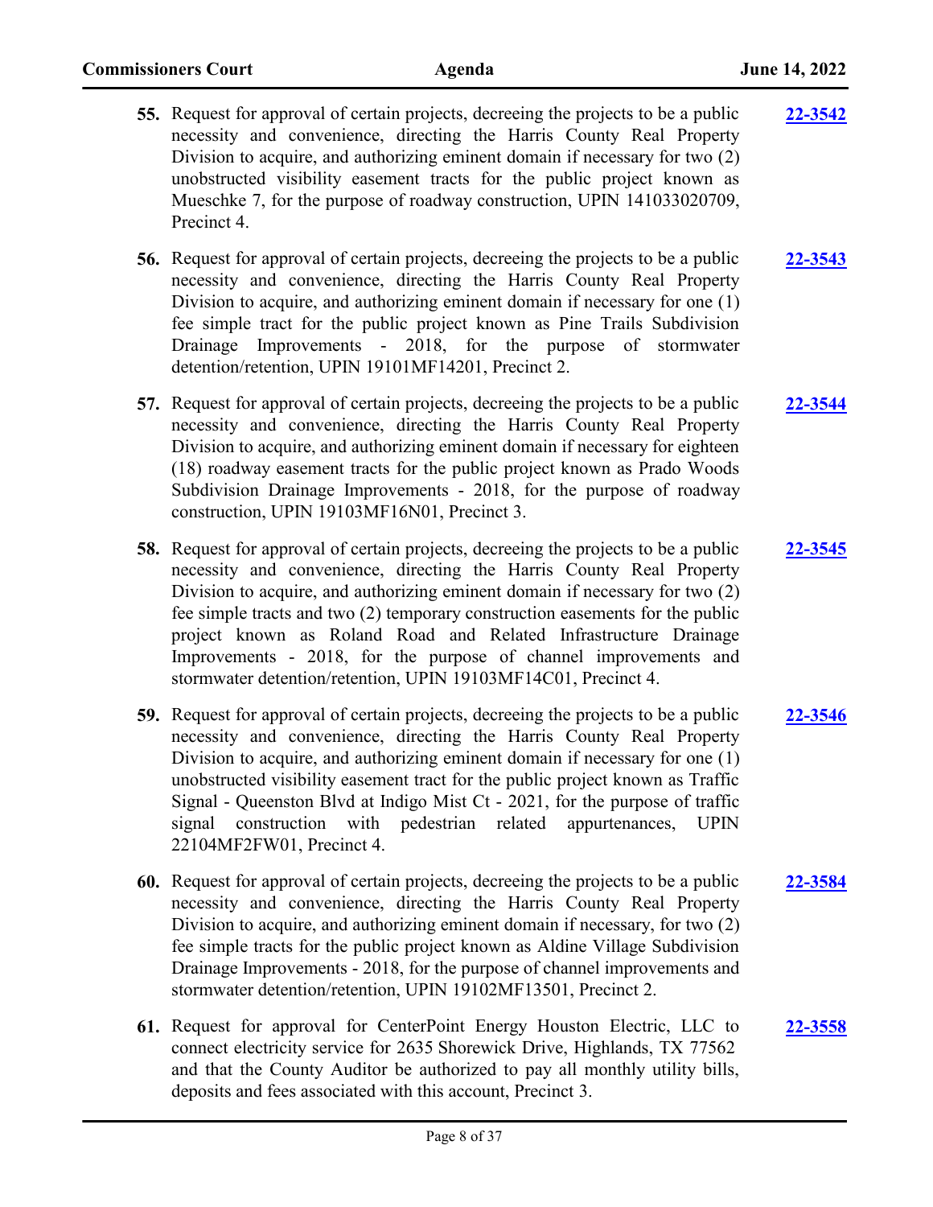**55.** Request for approval of certain projects, decreeing the projects to be a public necessity and convenience, directing the Harris County Real Property Division to acquire, and authorizing eminent domain if necessary for two (2) unobstructed visibility easement tracts for the public project known as Mueschke 7, for the purpose of roadway construction, UPIN 141033020709, Precinct 4. **22-3542**

**56.** Request for approval of certain projects, decreeing the projects to be a public necessity and convenience, directing the Harris County Real Property Division to acquire, and authorizing eminent domain if necessary for one (1) fee simple tract for the public project known as Pine Trails Subdivision Drainage Improvements - 2018, for the purpose of stormwater detention/retention, UPIN 19101MF14201, Precinct 2. **22-3543**

**57.** Request for approval of certain projects, decreeing the projects to be a public necessity and convenience, directing the Harris County Real Property Division to acquire, and authorizing eminent domain if necessary for eighteen (18) roadway easement tracts for the public project known as Prado Woods Subdivision Drainage Improvements - 2018, for the purpose of roadway construction, UPIN 19103MF16N01, Precinct 3. **22-3544**

**58.** Request for approval of certain projects, decreeing the projects to be a public necessity and convenience, directing the Harris County Real Property Division to acquire, and authorizing eminent domain if necessary for two (2) fee simple tracts and two (2) temporary construction easements for the public project known as Roland Road and Related Infrastructure Drainage Improvements - 2018, for the purpose of channel improvements and stormwater detention/retention, UPIN 19103MF14C01, Precinct 4. **22-3545**

**59.** Request for approval of certain projects, decreeing the projects to be a public necessity and convenience, directing the Harris County Real Property Division to acquire, and authorizing eminent domain if necessary for one (1) unobstructed visibility easement tract for the public project known as Traffic Signal - Queenston Blvd at Indigo Mist Ct - 2021, for the purpose of traffic signal construction with pedestrian related appurtenances, UPIN 22104MF2FW01, Precinct 4. **22-3546**

**60.** Request for approval of certain projects, decreeing the projects to be a public necessity and convenience, directing the Harris County Real Property Division to acquire, and authorizing eminent domain if necessary, for two (2) fee simple tracts for the public project known as Aldine Village Subdivision Drainage Improvements - 2018, for the purpose of channel improvements and stormwater detention/retention, UPIN 19102MF13501, Precinct 2. **22-3584**

**61.** Request for approval for CenterPoint Energy Houston Electric, LLC to connect electricity service for 2635 Shorewick Drive, Highlands, TX 77562 and that the County Auditor be authorized to pay all monthly utility bills, deposits and fees associated with this account, Precinct 3. **22-3558**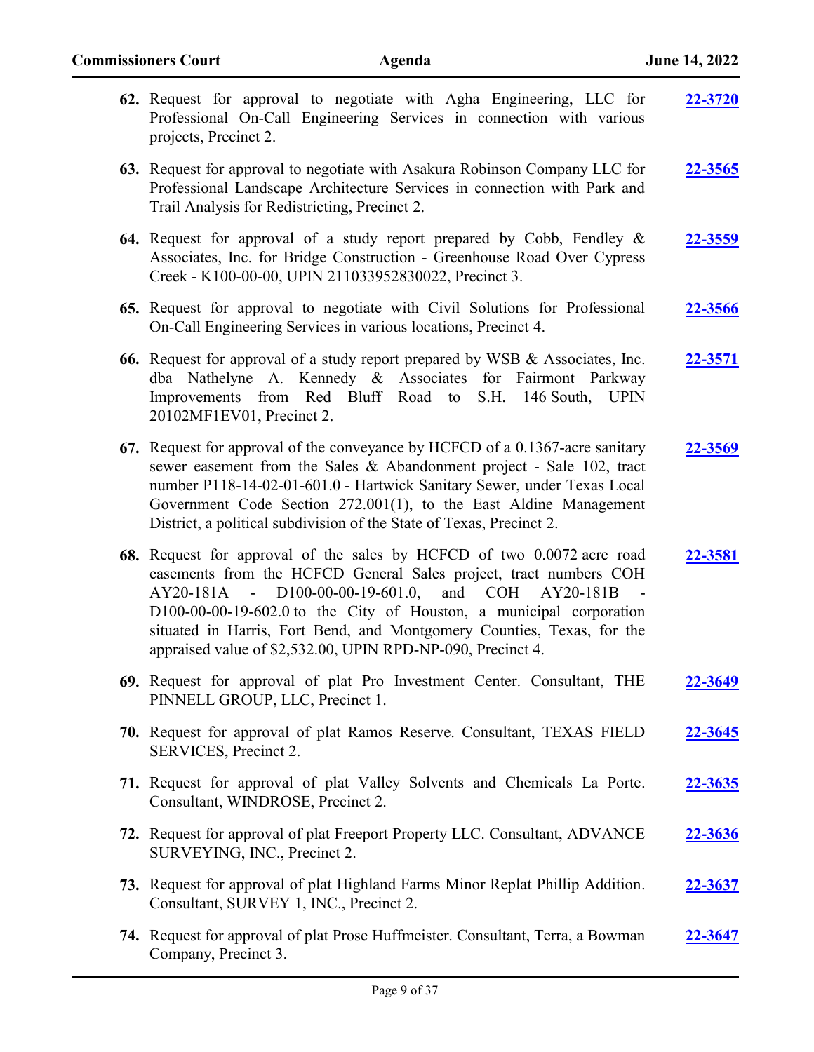62. Request for approval to negotiate with Agha Engineering, LLC for Professional On-Call Engineering Services in connection with various projects, Precinct 2. **22-3720**

63. Request for approval to negotiate with Asakura Robinson Company LLC for Professional Landscape Architecture Services in connection with Park and Trail Analysis for Redistricting, Precinct 2. **22-3565**

64. Request for approval of a study report prepared by Cobb, Fendley & Associates, Inc. for Bridge Construction - Greenhouse Road Over Cypress Creek - K100-00-00, UPIN 211033952830022, Precinct 3. **22-3559**

65. Request for approval to negotiate with Civil Solutions for Professional On-Call Engineering Services in various locations, Precinct 4. **22-3566**

66. Request for approval of a study report prepared by WSB & Associates, Inc. dba Nathelyne A. Kennedy & Associates for Fairmont Parkway Improvements from Red Bluff Road to S.H. 146 South, UPIN 20102MF1EV01, Precinct 2. **22-3571**

67. Request for approval of the conveyance by HCFCD of a 0.1367-acre sanitary sewer easement from the Sales & Abandonment project - Sale 102, tract number P118-14-02-01-601.0 - Hartwick Sanitary Sewer, under Texas Local Government Code Section 272.001(1), to the East Aldine Management District, a political subdivision of the State of Texas, Precinct 2. **22-3569**

68. Request for approval of the sales by HCFCD of two 0.0072 acre road easements from the HCFCD General Sales project, tract numbers COH AY20-181A - D100-00-00-19-601.0, and COH AY20-181B - D100-00-00-19-602.0 to the City of Houston, a municipal corporation situated in Harris, Fort Bend, and Montgomery Counties, Texas, for the appraised value of $2,532.00, UPIN RPD-NP-090, Precinct 4. **22-3581**

69. Request for approval of plat Pro Investment Center. Consultant, THE PINNELL GROUP, LLC, Precinct 1. **22-3649**

70. Request for approval of plat Ramos Reserve. Consultant, TEXAS FIELD SERVICES, Precinct 2. **22-3645**

71. Request for approval of plat Valley Solvents and Chemicals La Porte. Consultant, WINDROSE, Precinct 2. **22-3635**

72. Request for approval of plat Freeport Property LLC. Consultant, ADVANCE SURVEYING, INC., Precinct 2. **22-3636**

73. Request for approval of plat Highland Farms Minor Replat Phillip Addition. Consultant, SURVEY 1, INC., Precinct 2. **22-3637**

74. Request for approval of plat Prose Huffmeister. Consultant, Terra, a Bowman Company, Precinct 3. **22-3647**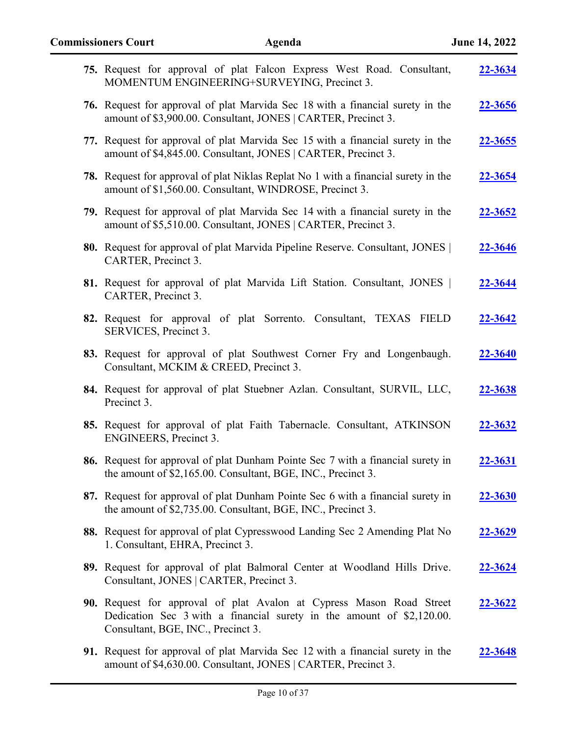75. Request for approval of plat Falcon Express West Road. Consultant, MOMENTUM ENGINEERING+SURVEYING, Precinct 3. **22-3634**

76. Request for approval of plat Marvida Sec 18 with a financial surety in the amount of $3,900.00. Consultant, JONES | CARTER, Precinct 3. **22-3656**

77. Request for approval of plat Marvida Sec 15 with a financial surety in the amount of $4,845.00. Consultant, JONES | CARTER, Precinct 3. **22-3655**

78. Request for approval of plat Niklas Replat No 1 with a financial surety in the amount of $1,560.00. Consultant, WINDROSE, Precinct 3. **22-3654**

79. Request for approval of plat Marvida Sec 14 with a financial surety in the amount of $5,510.00. Consultant, JONES | CARTER, Precinct 3. **22-3652**

80. Request for approval of plat Marvida Pipeline Reserve. Consultant, JONES | CARTER, Precinct 3. **22-3646**

81. Request for approval of plat Marvida Lift Station. Consultant, JONES | CARTER, Precinct 3. **22-3644**

82. Request for approval of plat Sorrento. Consultant, TEXAS FIELD SERVICES, Precinct 3. **22-3642**

83. Request for approval of plat Southwest Corner Fry and Longenbaugh. Consultant, MCKIM & CREED, Precinct 3. **22-3640**

84. Request for approval of plat Stuebner Azlan. Consultant, SURVIL, LLC, Precinct 3. **22-3638**

85. Request for approval of plat Faith Tabernacle. Consultant, ATKINSON ENGINEERS, Precinct 3. **22-3632**

86. Request for approval of plat Dunham Pointe Sec 7 with a financial surety in the amount of $2,165.00. Consultant, BGE, INC., Precinct 3. **22-3631**

87. Request for approval of plat Dunham Pointe Sec 6 with a financial surety in the amount of $2,735.00. Consultant, BGE, INC., Precinct 3. **22-3630**

88. Request for approval of plat Cypresswood Landing Sec 2 Amending Plat No 1. Consultant, EHRA, Precinct 3. **22-3629**

89. Request for approval of plat Balmoral Center at Woodland Hills Drive. Consultant, JONES | CARTER, Precinct 3. **22-3624**

90. Request for approval of plat Avalon at Cypress Mason Road Street Dedication Sec 3 with a financial surety in the amount of $2,120.00. Consultant, BGE, INC., Precinct 3. **22-3622**

91. Request for approval of plat Marvida Sec 12 with a financial surety in the amount of $4,630.00. Consultant, JONES | CARTER, Precinct 3. **22-3648**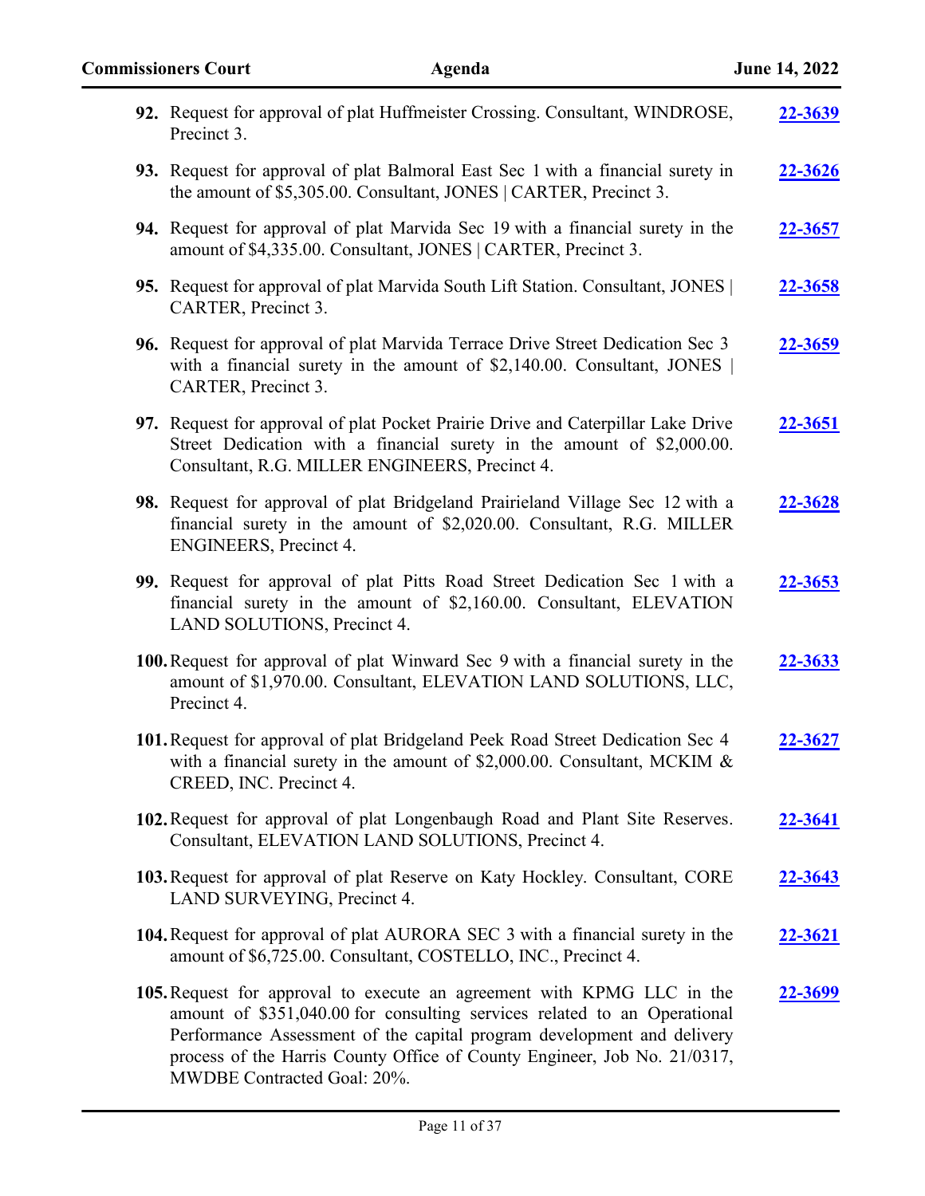92. Request for approval of plat Huffmeister Crossing. Consultant, WINDROSE, Precinct 3. **22-3639**

93. Request for approval of plat Balmoral East Sec 1 with a financial surety in the amount of $5,305.00. Consultant, JONES | CARTER, Precinct 3. **22-3626**

94. Request for approval of plat Marvida Sec 19 with a financial surety in the amount of $4,335.00. Consultant, JONES | CARTER, Precinct 3. **22-3657**

95. Request for approval of plat Marvida South Lift Station. Consultant, JONES | CARTER, Precinct 3. **22-3658**

96. Request for approval of plat Marvida Terrace Drive Street Dedication Sec 3 with a financial surety in the amount of $2,140.00. Consultant, JONES | CARTER, Precinct 3. **22-3659**

97. Request for approval of plat Pocket Prairie Drive and Caterpillar Lake Drive Street Dedication with a financial surety in the amount of $2,000.00. Consultant, R.G. MILLER ENGINEERS, Precinct 4. **22-3651**

98. Request for approval of plat Bridgeland Prairieland Village Sec 12 with a financial surety in the amount of $2,020.00. Consultant, R.G. MILLER ENGINEERS, Precinct 4. **22-3628**

99. Request for approval of plat Pitts Road Street Dedication Sec 1 with a financial surety in the amount of $2,160.00. Consultant, ELEVATION LAND SOLUTIONS, Precinct 4. **22-3653**

100. Request for approval of plat Winward Sec 9 with a financial surety in the amount of $1,970.00. Consultant, ELEVATION LAND SOLUTIONS, LLC, Precinct 4. **22-3633**

101. Request for approval of plat Bridgeland Peek Road Street Dedication Sec 4 with a financial surety in the amount of $2,000.00. Consultant, MCKIM & CREED, INC. Precinct 4. **22-3627**

102. Request for approval of plat Longenbaugh Road and Plant Site Reserves. Consultant, ELEVATION LAND SOLUTIONS, Precinct 4. **22-3641**

103. Request for approval of plat Reserve on Katy Hockley. Consultant, CORE LAND SURVEYING, Precinct 4. **22-3643**

104. Request for approval of plat AURORA SEC 3 with a financial surety in the amount of $6,725.00. Consultant, COSTELLO, INC., Precinct 4. **22-3621**

105. Request for approval to execute an agreement with KPMG LLC in the amount of $351,040.00 for consulting services related to an Operational Performance Assessment of the capital program development and delivery process of the Harris County Office of County Engineer, Job No. 21/0317, MWDBE Contracted Goal: 20%. **22-3699**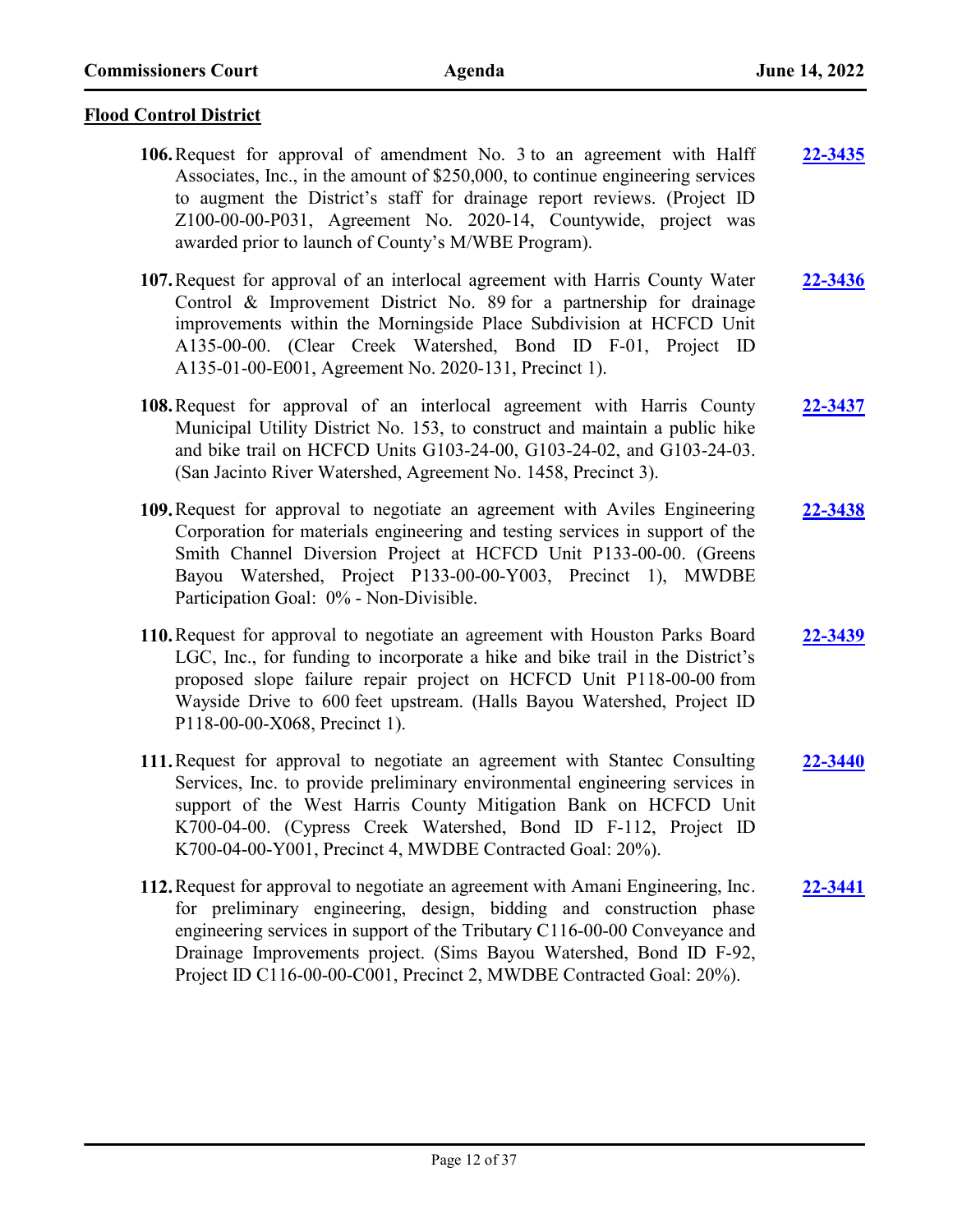## Flood Control District

**106.** Request for approval of amendment No. 3 to an agreement with Halff Associates, Inc., in the amount of $250,000, to continue engineering services to augment the District's staff for drainage report reviews. (Project ID Z100-00-00-P031, Agreement No. 2020-14, Countywide, project was awarded prior to launch of County's M/WBE Program). **22-3435**

**107.** Request for approval of an interlocal agreement with Harris County Water Control & Improvement District No. 89 for a partnership for drainage improvements within the Morningside Place Subdivision at HCFCD Unit A135-00-00. (Clear Creek Watershed, Bond ID F-01, Project ID A135-01-00-E001, Agreement No. 2020-131, Precinct 1). **22-3436**

**108.** Request for approval of an interlocal agreement with Harris County Municipal Utility District No. 153, to construct and maintain a public hike and bike trail on HCFCD Units G103-24-00, G103-24-02, and G103-24-03. (San Jacinto River Watershed, Agreement No. 1458, Precinct 3). **22-3437**

**109.** Request for approval to negotiate an agreement with Aviles Engineering Corporation for materials engineering and testing services in support of the Smith Channel Diversion Project at HCFCD Unit P133-00-00. (Greens Bayou Watershed, Project P133-00-00-Y003, Precinct 1), MWDBE Participation Goal: 0% - Non-Divisible. **22-3438**

**110.** Request for approval to negotiate an agreement with Houston Parks Board LGC, Inc., for funding to incorporate a hike and bike trail in the District's proposed slope failure repair project on HCFCD Unit P118-00-00 from Wayside Drive to 600 feet upstream. (Halls Bayou Watershed, Project ID P118-00-00-X068, Precinct 1). **22-3439**

**111.** Request for approval to negotiate an agreement with Stantec Consulting Services, Inc. to provide preliminary environmental engineering services in support of the West Harris County Mitigation Bank on HCFCD Unit K700-04-00. (Cypress Creek Watershed, Bond ID F-112, Project ID K700-04-00-Y001, Precinct 4, MWDBE Contracted Goal: 20%). **22-3440**

**112.** Request for approval to negotiate an agreement with Amani Engineering, Inc. for preliminary engineering, design, bidding and construction phase engineering services in support of the Tributary C116-00-00 Conveyance and Drainage Improvements project. (Sims Bayou Watershed, Bond ID F-92, Project ID C116-00-00-C001, Precinct 2, MWDBE Contracted Goal: 20%). **22-3441**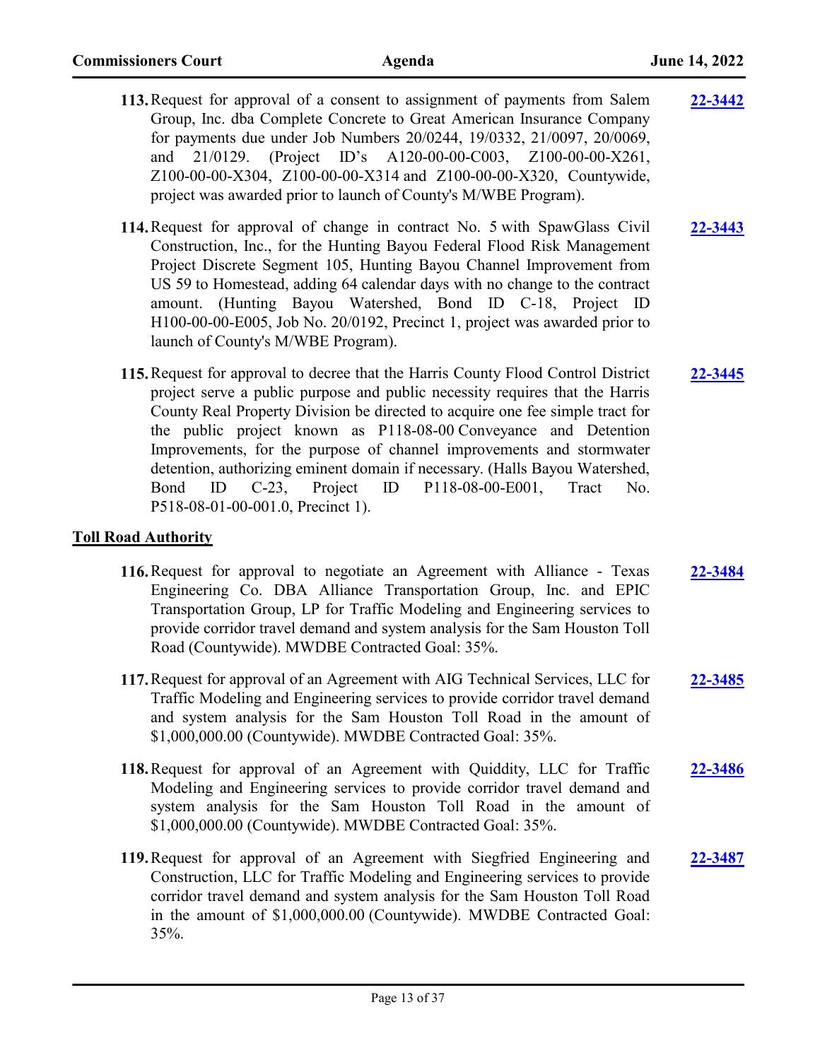113. Request for approval of a consent to assignment of payments from Salem Group, Inc. dba Complete Concrete to Great American Insurance Company for payments due under Job Numbers 20/0244, 19/0332, 21/0097, 20/0069, and 21/0129. (Project ID's A120-00-00-C003, Z100-00-00-X261, Z100-00-00-X304, Z100-00-00-X314 and Z100-00-00-X320, Countywide, project was awarded prior to launch of County's M/WBE Program). **22-3442**

114. Request for approval of change in contract No. 5 with SpawGlass Civil Construction, Inc., for the Hunting Bayou Federal Flood Risk Management Project Discrete Segment 105, Hunting Bayou Channel Improvement from US 59 to Homestead, adding 64 calendar days with no change to the contract amount. (Hunting Bayou Watershed, Bond ID C-18, Project ID H100-00-00-E005, Job No. 20/0192, Precinct 1, project was awarded prior to launch of County's M/WBE Program). **22-3443**

115. Request for approval to decree that the Harris County Flood Control District project serve a public purpose and public necessity requires that the Harris County Real Property Division be directed to acquire one fee simple tract for the public project known as P118-08-00 Conveyance and Detention Improvements, for the purpose of channel improvements and stormwater detention, authorizing eminent domain if necessary. (Halls Bayou Watershed, Bond ID C-23, Project ID P118-08-00-E001, Tract No. P518-08-01-00-001.0, Precinct 1). **22-3445**

## Toll Road Authority

116. Request for approval to negotiate an Agreement with Alliance - Texas Engineering Co. DBA Alliance Transportation Group, Inc. and EPIC Transportation Group, LP for Traffic Modeling and Engineering services to provide corridor travel demand and system analysis for the Sam Houston Toll Road (Countywide). MWDBE Contracted Goal: 35%. **22-3484**

117. Request for approval of an Agreement with AIG Technical Services, LLC for Traffic Modeling and Engineering services to provide corridor travel demand and system analysis for the Sam Houston Toll Road in the amount of $1,000,000.00 (Countywide). MWDBE Contracted Goal: 35%. **22-3485**

118. Request for approval of an Agreement with Quiddity, LLC for Traffic Modeling and Engineering services to provide corridor travel demand and system analysis for the Sam Houston Toll Road in the amount of $1,000,000.00 (Countywide). MWDBE Contracted Goal: 35%. **22-3486**

119. Request for approval of an Agreement with Siegfried Engineering and Construction, LLC for Traffic Modeling and Engineering services to provide corridor travel demand and system analysis for the Sam Houston Toll Road in the amount of $1,000,000.00 (Countywide). MWDBE Contracted Goal: 35%. **22-3487**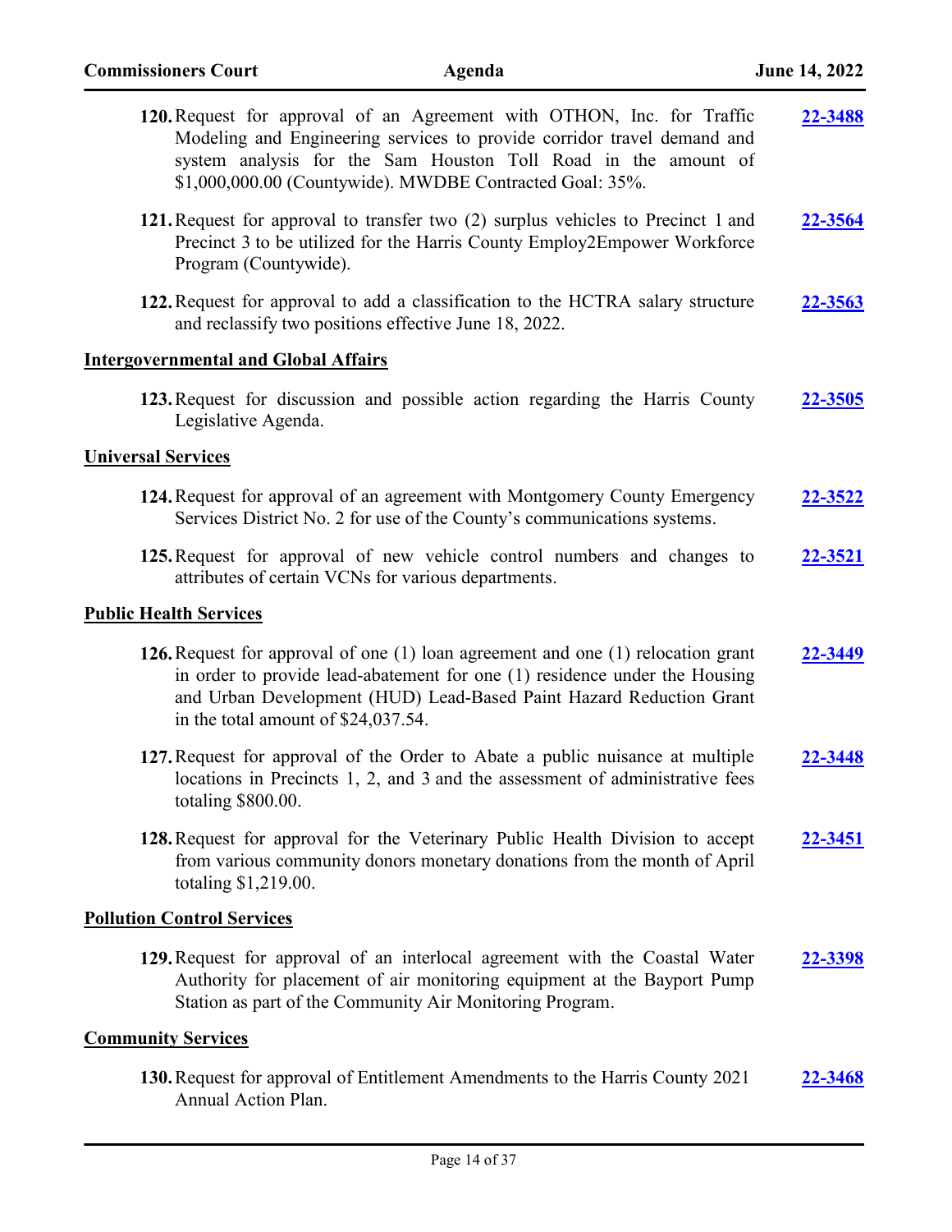120. Request for approval of an Agreement with OTHON, Inc. for Traffic Modeling and Engineering services to provide corridor travel demand and system analysis for the Sam Houston Toll Road in the amount of $1,000,000.00 (Countywide). MWDBE Contracted Goal: 35%. **22-3488**

121. Request for approval to transfer two (2) surplus vehicles to Precinct 1 and Precinct 3 to be utilized for the Harris County Employ2Empower Workforce Program (Countywide). **22-3564**

122. Request for approval to add a classification to the HCTRA salary structure and reclassify two positions effective June 18, 2022. **22-3563**

## Intergovernmental and Global Affairs

123. Request for discussion and possible action regarding the Harris County Legislative Agenda. **22-3505**

## Universal Services

124. Request for approval of an agreement with Montgomery County Emergency Services District No. 2 for use of the County's communications systems. **22-3522**

125. Request for approval of new vehicle control numbers and changes to attributes of certain VCNs for various departments. **22-3521**

## Public Health Services

126. Request for approval of one (1) loan agreement and one (1) relocation grant in order to provide lead-abatement for one (1) residence under the Housing and Urban Development (HUD) Lead-Based Paint Hazard Reduction Grant in the total amount of $24,037.54. **22-3449**

127. Request for approval of the Order to Abate a public nuisance at multiple locations in Precincts 1, 2, and 3 and the assessment of administrative fees totaling $800.00. **22-3448**

128. Request for approval for the Veterinary Public Health Division to accept from various community donors monetary donations from the month of April totaling $1,219.00. **22-3451**

## Pollution Control Services

129. Request for approval of an interlocal agreement with the Coastal Water Authority for placement of air monitoring equipment at the Bayport Pump Station as part of the Community Air Monitoring Program. **22-3398**

## Community Services

130. Request for approval of Entitlement Amendments to the Harris County 2021 Annual Action Plan. **22-3468**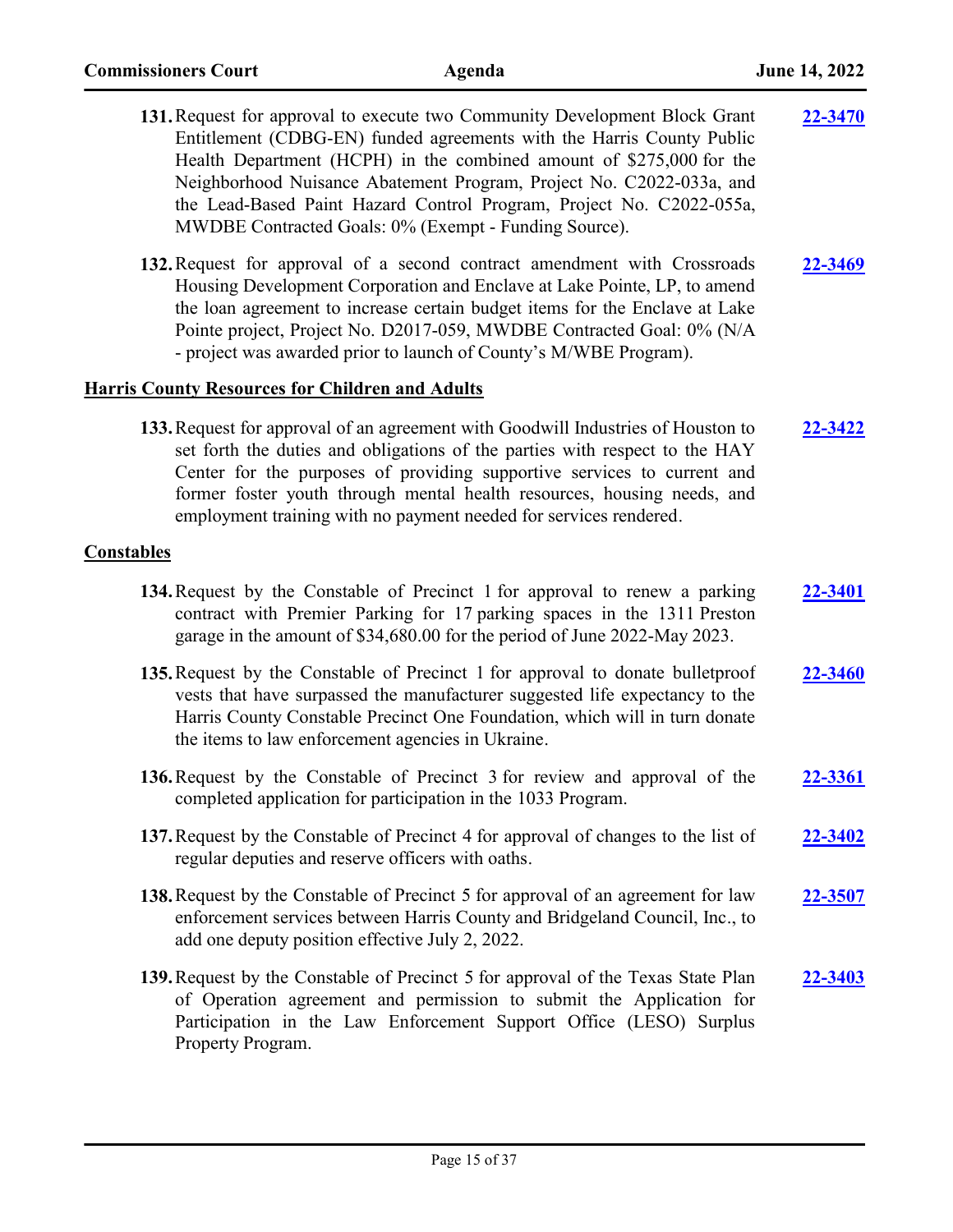131. Request for approval to execute two Community Development Block Grant Entitlement (CDBG-EN) funded agreements with the Harris County Public Health Department (HCPH) in the combined amount of $275,000 for the Neighborhood Nuisance Abatement Program, Project No. C2022-033a, and the Lead-Based Paint Hazard Control Program, Project No. C2022-055a, MWDBE Contracted Goals: 0% (Exempt - Funding Source). **22-3470**

132. Request for approval of a second contract amendment with Crossroads Housing Development Corporation and Enclave at Lake Pointe, LP, to amend the loan agreement to increase certain budget items for the Enclave at Lake Pointe project, Project No. D2017-059, MWDBE Contracted Goal: 0% (N/A - project was awarded prior to launch of County's M/WBE Program). **22-3469**

## Harris County Resources for Children and Adults

133. Request for approval of an agreement with Goodwill Industries of Houston to set forth the duties and obligations of the parties with respect to the HAY Center for the purposes of providing supportive services to current and former foster youth through mental health resources, housing needs, and employment training with no payment needed for services rendered. **22-3422**

## Constables

134. Request by the Constable of Precinct 1 for approval to renew a parking contract with Premier Parking for 17 parking spaces in the 1311 Preston garage in the amount of $34,680.00 for the period of June 2022-May 2023. **22-3401**

135. Request by the Constable of Precinct 1 for approval to donate bulletproof vests that have surpassed the manufacturer suggested life expectancy to the Harris County Constable Precinct One Foundation, which will in turn donate the items to law enforcement agencies in Ukraine. **22-3460**

136. Request by the Constable of Precinct 3 for review and approval of the completed application for participation in the 1033 Program. **22-3361**

137. Request by the Constable of Precinct 4 for approval of changes to the list of regular deputies and reserve officers with oaths. **22-3402**

138. Request by the Constable of Precinct 5 for approval of an agreement for law enforcement services between Harris County and Bridgeland Council, Inc., to add one deputy position effective July 2, 2022. **22-3507**

139. Request by the Constable of Precinct 5 for approval of the Texas State Plan of Operation agreement and permission to submit the Application for Participation in the Law Enforcement Support Office (LESO) Surplus Property Program. **22-3403**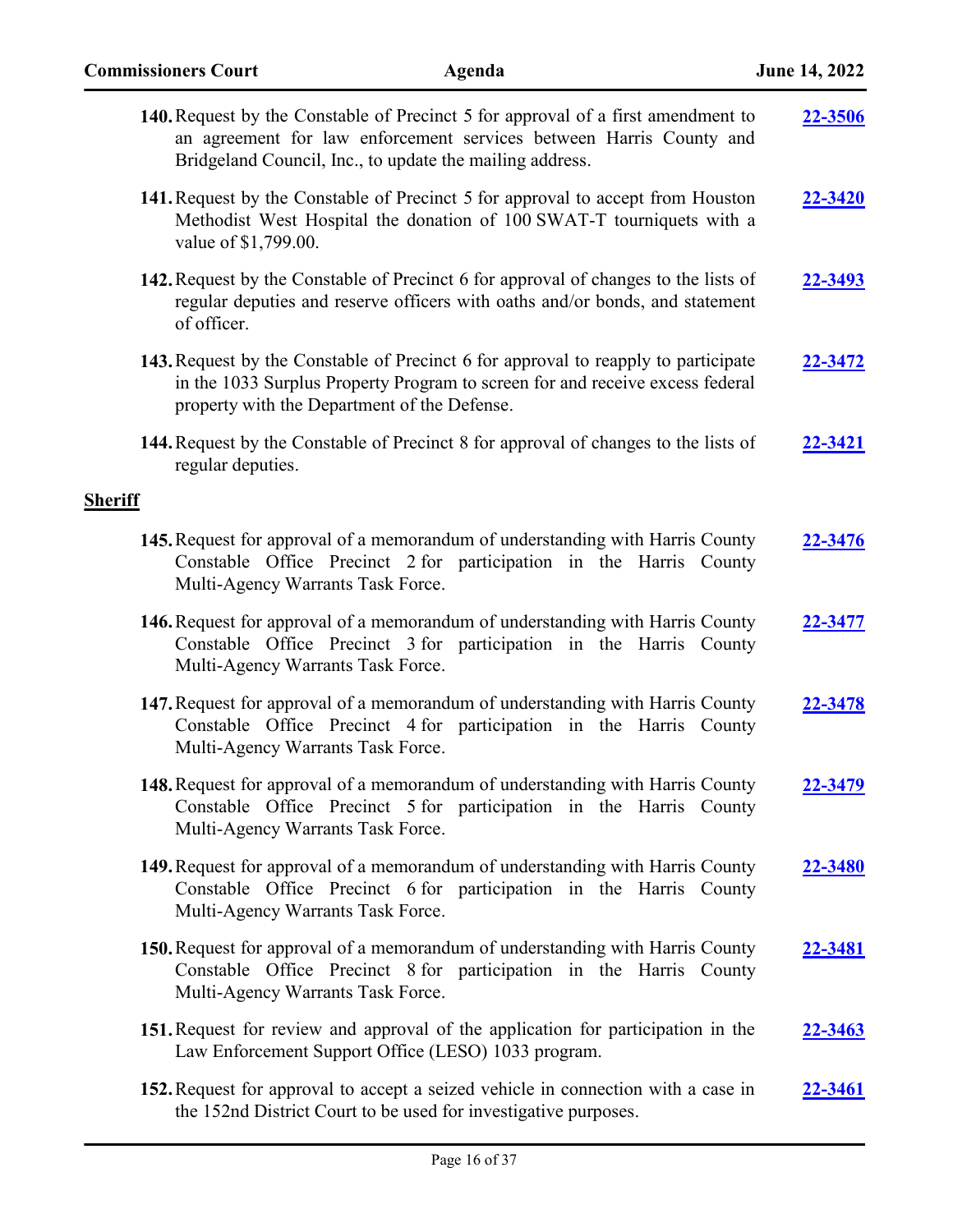140. Request by the Constable of Precinct 5 for approval of a first amendment to an agreement for law enforcement services between Harris County and Bridgeland Council, Inc., to update the mailing address. **22-3506**

141. Request by the Constable of Precinct 5 for approval to accept from Houston Methodist West Hospital the donation of 100 SWAT-T tourniquets with a value of $1,799.00. **22-3420**

142. Request by the Constable of Precinct 6 for approval of changes to the lists of regular deputies and reserve officers with oaths and/or bonds, and statement of officer. **22-3493**

143. Request by the Constable of Precinct 6 for approval to reapply to participate in the 1033 Surplus Property Program to screen for and receive excess federal property with the Department of the Defense. **22-3472**

144. Request by the Constable of Precinct 8 for approval of changes to the lists of regular deputies. **22-3421**

## Sheriff

145. Request for approval of a memorandum of understanding with Harris County Constable Office Precinct 2 for participation in the Harris County Multi-Agency Warrants Task Force. **22-3476**

146. Request for approval of a memorandum of understanding with Harris County Constable Office Precinct 3 for participation in the Harris County Multi-Agency Warrants Task Force. **22-3477**

147. Request for approval of a memorandum of understanding with Harris County Constable Office Precinct 4 for participation in the Harris County Multi-Agency Warrants Task Force. **22-3478**

148. Request for approval of a memorandum of understanding with Harris County Constable Office Precinct 5 for participation in the Harris County Multi-Agency Warrants Task Force. **22-3479**

149. Request for approval of a memorandum of understanding with Harris County Constable Office Precinct 6 for participation in the Harris County Multi-Agency Warrants Task Force. **22-3480**

150. Request for approval of a memorandum of understanding with Harris County Constable Office Precinct 8 for participation in the Harris County Multi-Agency Warrants Task Force. **22-3481**

151. Request for review and approval of the application for participation in the Law Enforcement Support Office (LESO) 1033 program. **22-3463**

152. Request for approval to accept a seized vehicle in connection with a case in the 152nd District Court to be used for investigative purposes. **22-3461**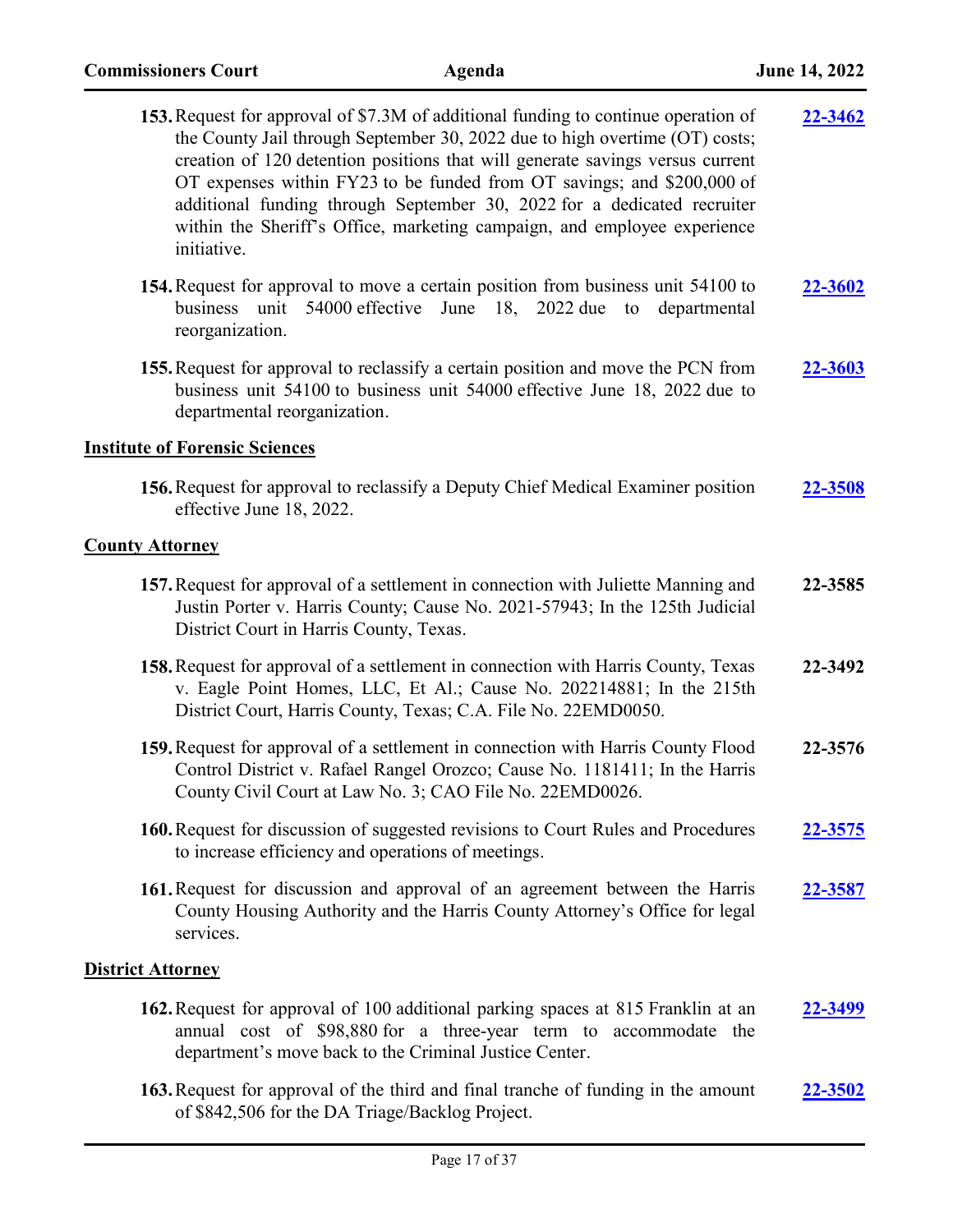153. Request for approval of $7.3M of additional funding to continue operation of the County Jail through September 30, 2022 due to high overtime (OT) costs; creation of 120 detention positions that will generate savings versus current OT expenses within FY23 to be funded from OT savings; and $200,000 of additional funding through September 30, 2022 for a dedicated recruiter within the Sheriff's Office, marketing campaign, and employee experience initiative. **22-3462**

154. Request for approval to move a certain position from business unit 54100 to business unit 54000 effective June 18, 2022 due to departmental reorganization. **22-3602**

155. Request for approval to reclassify a certain position and move the PCN from business unit 54100 to business unit 54000 effective June 18, 2022 due to departmental reorganization. **22-3603**

**Institute of Forensic Sciences**

156. Request for approval to reclassify a Deputy Chief Medical Examiner position effective June 18, 2022. **22-3508**

**County Attorney**

157. Request for approval of a settlement in connection with Juliette Manning and Justin Porter v. Harris County; Cause No. 2021-57943; In the 125th Judicial District Court in Harris County, Texas. **22-3585**

158. Request for approval of a settlement in connection with Harris County, Texas v. Eagle Point Homes, LLC, Et Al.; Cause No. 202214881; In the 215th District Court, Harris County, Texas; C.A. File No. 22EMD0050. **22-3492**

159. Request for approval of a settlement in connection with Harris County Flood Control District v. Rafael Rangel Orozco; Cause No. 1181411; In the Harris County Civil Court at Law No. 3; CAO File No. 22EMD0026. **22-3576**

160. Request for discussion of suggested revisions to Court Rules and Procedures to increase efficiency and operations of meetings. **22-3575**

161. Request for discussion and approval of an agreement between the Harris County Housing Authority and the Harris County Attorney's Office for legal services. **22-3587**

**District Attorney**

162. Request for approval of 100 additional parking spaces at 815 Franklin at an annual cost of $98,880 for a three-year term to accommodate the department's move back to the Criminal Justice Center. **22-3499**

163. Request for approval of the third and final tranche of funding in the amount of $842,506 for the DA Triage/Backlog Project. **22-3502**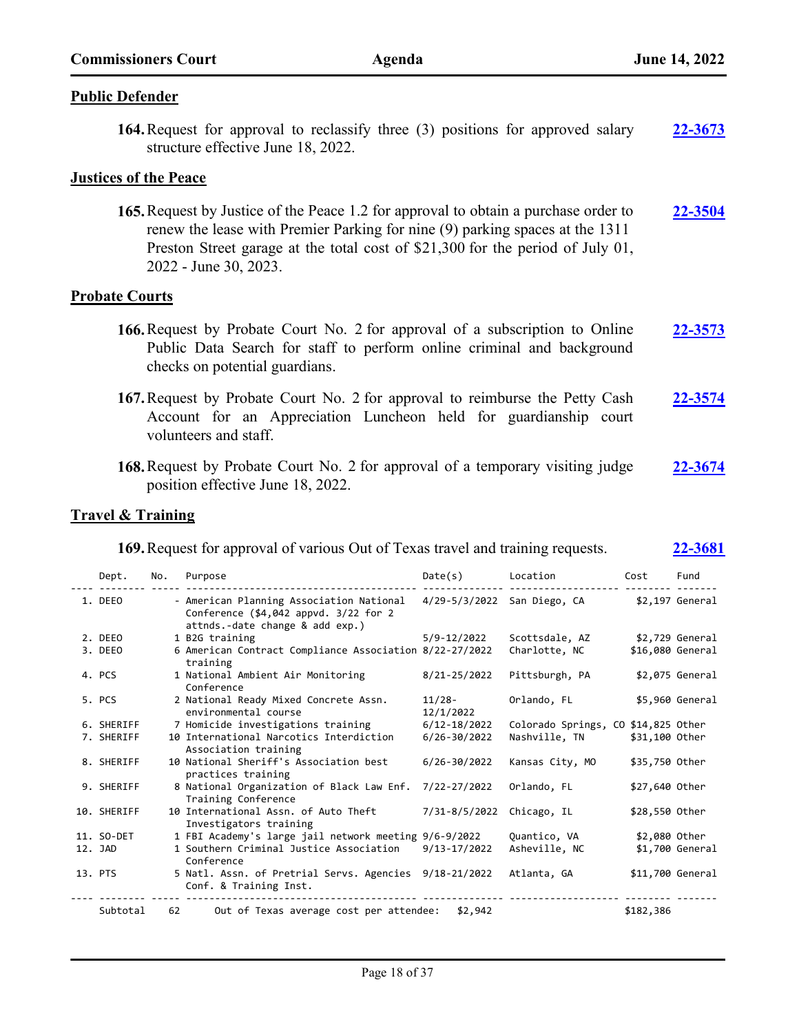## Public Defender

**164.** Request for approval to reclassify three (3) positions for approved salary structure effective June 18, 2022. **22-3673**

## Justices of the Peace

**165.** Request by Justice of the Peace 1.2 for approval to obtain a purchase order to renew the lease with Premier Parking for nine (9) parking spaces at the 1311 Preston Street garage at the total cost of $21,300 for the period of July 01, 2022 - June 30, 2023. **22-3504**

## Probate Courts

**166.** Request by Probate Court No. 2 for approval of a subscription to Online Public Data Search for staff to perform online criminal and background checks on potential guardians. **22-3573**

**167.** Request by Probate Court No. 2 for approval to reimburse the Petty Cash Account for an Appreciation Luncheon held for guardianship court volunteers and staff. **22-3574**

**168.** Request by Probate Court No. 2 for approval of a temporary visiting judge position effective June 18, 2022. **22-3674**

## Travel & Training

**169.** Request for approval of various Out of Texas travel and training requests. **22-3681**

| | Dept. | No. | Purpose | Date(s) | Location | Cost | Fund |
|---|---|---|---|---|---|---|---|
| 1. | DEEO | - | American Planning Association National Conference ($4,042 appvd. 3/22 for 2 attnds.-date change & add exp.) | 4/29-5/3/2022 | San Diego, CA | $2,197 | General |
| 2. | DEEO | 1 | B2G training | 5/9-12/2022 | Scottsdale, AZ | $2,729 | General |
| 3. | DEEO | 6 | American Contract Compliance Association training | 8/22-27/2022 | Charlotte, NC | $16,080 | General |
| 4. | PCS | 1 | National Ambient Air Monitoring Conference | 8/21-25/2022 | Pittsburgh, PA | $2,075 | General |
| 5. | PCS | 2 | National Ready Mixed Concrete Assn. environmental course | 11/28-12/1/2022 | Orlando, FL | $5,960 | General |
| 6. | SHERIFF | 7 | Homicide investigations training | 6/12-18/2022 | Colorado Springs, CO | $14,825 | Other |
| 7. | SHERIFF | 10 | International Narcotics Interdiction Association training | 6/26-30/2022 | Nashville, TN | $31,100 | Other |
| 8. | SHERIFF | 10 | National Sheriff's Association best practices training | 6/26-30/2022 | Kansas City, MO | $35,750 | Other |
| 9. | SHERIFF | 8 | National Organization of Black Law Enf. Training Conference | 7/22-27/2022 | Orlando, FL | $27,640 | Other |
| 10. | SHERIFF | 10 | International Assn. of Auto Theft Investigators training | 7/31-8/5/2022 | Chicago, IL | $28,550 | Other |
| 11. | SO-DET | 1 | FBI Academy's large jail network meeting | 9/6-9/2022 | Quantico, VA | $2,080 | Other |
| 12. | JAD | 1 | Southern Criminal Justice Association Conference | 9/13-17/2022 | Asheville, NC | $1,700 | General |
| 13. | PTS | 5 | Natl. Assn. of Pretrial Servs. Agencies Conf. & Training Inst. | 9/18-21/2022 | Atlanta, GA | $11,700 | General |
| | Subtotal | 62 | Out of Texas average cost per attendee: | $2,942 | | $182,386 | |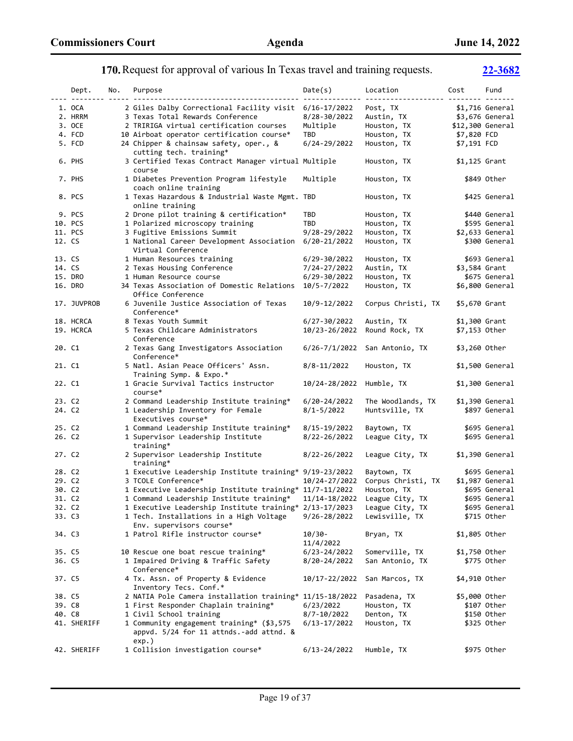**170.** Request for approval of various In Texas travel and training requests. **22-3682**

| | Dept. | No. | Purpose | Date(s) | Location | Cost | Fund |
|---|---|---|---|---|---|---|---|
| 1. | OCA | 2 | Giles Dalby Correctional Facility visit | 6/16-17/2022 | Post, TX | $1,716 | General |
| 2. | HRRM | 3 | Texas Total Rewards Conference | 8/28-30/2022 | Austin, TX | $3,676 | General |
| 3. | OCE | 2 | TRIRIGA virtual certification courses | Multiple | Houston, TX | $12,300 | General |
| 4. | FCD | 10 | Airboat operator certification course* | TBD | Houston, TX | $7,820 | FCD |
| 5. | FCD | 24 | Chipper & chainsaw safety, oper., & cutting tech. training* | 6/24-29/2022 | Houston, TX | $7,191 | FCD |
| 6. | PHS | 3 | Certified Texas Contract Manager virtual course | Multiple | Houston, TX | $1,125 | Grant |
| 7. | PHS | 1 | Diabetes Prevention Program lifestyle coach online training | Multiple | Houston, TX | $849 | Other |
| 8. | PCS | 1 | Texas Hazardous & Industrial Waste Mgmt. online training | TBD | Houston, TX | $425 | General |
| 9. | PCS | 2 | Drone pilot training & certification* | TBD | Houston, TX | $440 | General |
| 10. | PCS | 1 | Polarized microscopy training | TBD | Houston, TX | $595 | General |
| 11. | PCS | 3 | Fugitive Emissions Summit | 9/28-29/2022 | Houston, TX | $2,633 | General |
| 12. | CS | 1 | National Career Development Association Virtual Conference | 6/20-21/2022 | Houston, TX | $300 | General |
| 13. | CS | 1 | Human Resources training | 6/29-30/2022 | Houston, TX | $693 | General |
| 14. | CS | 2 | Texas Housing Conference | 7/24-27/2022 | Austin, TX | $3,584 | Grant |
| 15. | DRO | 1 | Human Resource course | 6/29-30/2022 | Houston, TX | $675 | General |
| 16. | DRO | 34 | Texas Association of Domestic Relations Office Conference | 10/5-7/2022 | Houston, TX | $6,800 | General |
| 17. | JUVPROB | 6 | Juvenile Justice Association of Texas Conference* | 10/9-12/2022 | Corpus Christi, TX | $5,670 | Grant |
| 18. | HCRCA | 8 | Texas Youth Summit | 6/27-30/2022 | Austin, TX | $1,300 | Grant |
| 19. | HCRCA | 5 | Texas Childcare Administrators Conference | 10/23-26/2022 | Round Rock, TX | $7,153 | Other |
| 20. | C1 | 2 | Texas Gang Investigators Association Conference* | 6/26-7/1/2022 | San Antonio, TX | $3,260 | Other |
| 21. | C1 | 5 | Natl. Asian Peace Officers' Assn. Training Symp. & Expo.* | 8/8-11/2022 | Houston, TX | $1,500 | General |
| 22. | C1 | 1 | Gracie Survival Tactics instructor course* | 10/24-28/2022 | Humble, TX | $1,300 | General |
| 23. | C2 | 2 | Command Leadership Institute training* | 6/20-24/2022 | The Woodlands, TX | $1,390 | General |
| 24. | C2 | 1 | Leadership Inventory for Female Executives course* | 8/1-5/2022 | Huntsville, TX | $897 | General |
| 25. | C2 | 1 | Command Leadership Institute training* | 8/15-19/2022 | Baytown, TX | $695 | General |
| 26. | C2 | 1 | Supervisor Leadership Institute training* | 8/22-26/2022 | League City, TX | $695 | General |
| 27. | C2 | 2 | Supervisor Leadership Institute training* | 8/22-26/2022 | League City, TX | $1,390 | General |
| 28. | C2 | 1 | Executive Leadership Institute training* | 9/19-23/2022 | Baytown, TX | $695 | General |
| 29. | C2 | 3 | TCOLE Conference* | 10/24-27/2022 | Corpus Christi, TX | $1,987 | General |
| 30. | C2 | 1 | Executive Leadership Institute training* | 11/7-11/2022 | Houston, TX | $695 | General |
| 31. | C2 | 1 | Command Leadership Institute training* | 11/14-18/2022 | League City, TX | $695 | General |
| 32. | C2 | 1 | Executive Leadership Institute training* | 2/13-17/2023 | League City, TX | $695 | General |
| 33. | C3 | 1 | Tech. Installations in a High Voltage Env. supervisors course* | 9/26-28/2022 | Lewisville, TX | $715 | Other |
| 34. | C3 | 1 | Patrol Rifle instructor course* | 10/30-11/4/2022 | Bryan, TX | $1,805 | Other |
| 35. | C5 | 10 | Rescue one boat rescue training* | 6/23-24/2022 | Somerville, TX | $1,750 | Other |
| 36. | C5 | 1 | Impaired Driving & Traffic Safety Conference* | 8/20-24/2022 | San Antonio, TX | $775 | Other |
| 37. | C5 | 4 | Tx. Assn. of Property & Evidence Inventory Tecs. Conf.* | 10/17-22/2022 | San Marcos, TX | $4,910 | Other |
| 38. | C5 | 2 | NATIA Pole Camera installation training* | 11/15-18/2022 | Pasadena, TX | $5,000 | Other |
| 39. | C8 | 1 | First Responder Chaplain training* | 6/23/2022 | Houston, TX | $107 | Other |
| 40. | C8 | 1 | Civil School training | 8/7-10/2022 | Denton, TX | $150 | Other |
| 41. | SHERIFF | 1 | Community engagement training* ($3,575 appvd. 5/24 for 11 attnds.-add attnd. & exp.) | 6/13-17/2022 | Houston, TX | $325 | Other |
| 42. | SHERIFF | 1 | Collision investigation course* | 6/13-24/2022 | Humble, TX | $975 | Other |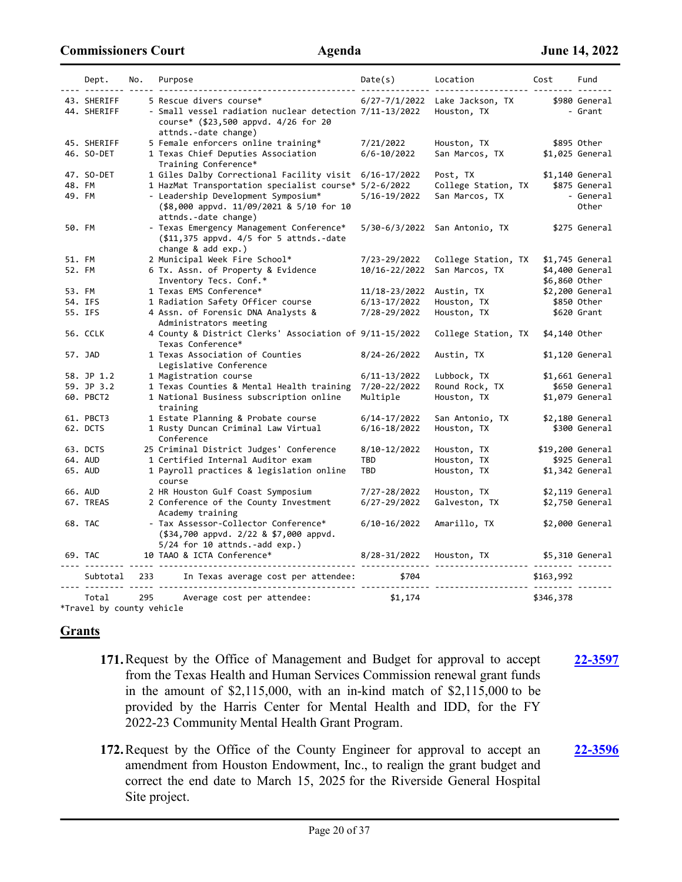| | Dept. | No. | Purpose | Date(s) | Location | Cost | Fund |
|---|---|---|---|---|---|---|---|
| 43. | SHERIFF | 5 | Rescue divers course* | 6/27-7/1/2022 | Lake Jackson, TX | $980 | General |
| 44. | SHERIFF | - | Small vessel radiation nuclear detection course* ($23,500 appvd. 4/26 for 20 attnds.-date change) | 7/11-13/2022 | Houston, TX | - | Grant |
| 45. | SHERIFF | 5 | Female enforcers online training* | 7/21/2022 | Houston, TX | $895 | Other |
| 46. | SO-DET | 1 | Texas Chief Deputies Association Training Conference* | 6/6-10/2022 | San Marcos, TX | $1,025 | General |
| 47. | SO-DET | 1 | Giles Dalby Correctional Facility visit | 6/16-17/2022 | Post, TX | $1,140 | General |
| 48. | FM | 1 | HazMat Transportation specialist course* | 5/2-6/2022 | College Station, TX | $875 | General |
| 49. | FM | - | Leadership Development Symposium* ($8,000 appvd. 11/09/2021 & 5/10 for 10 attnds.-date change) | 5/16-19/2022 | San Marcos, TX | - | General Other |
| 50. | FM | - | Texas Emergency Management Conference* ($11,375 appvd. 4/5 for 5 attnds.-date change & add exp.) | 5/30-6/3/2022 | San Antonio, TX | $275 | General |
| 51. | FM | 2 | Municipal Week Fire School* | 7/23-29/2022 | College Station, TX | $1,745 | General |
| 52. | FM | 6 | Tx. Assn. of Property & Evidence Inventory Tecs. Conf.* | 10/16-22/2022 | San Marcos, TX | $4,400<br>$6,860 | General<br>Other |
| 53. | FM | 1 | Texas EMS Conference* | 11/18-23/2022 | Austin, TX | $2,200 | General |
| 54. | IFS | 1 | Radiation Safety Officer course | 6/13-17/2022 | Houston, TX | $850 | Other |
| 55. | IFS | 4 | Assn. of Forensic DNA Analysts & Administrators meeting | 7/28-29/2022 | Houston, TX | $620 | Grant |
| 56. | CCLK | 4 | County & District Clerks' Association of Texas Conference* | 9/11-15/2022 | College Station, TX | $4,140 | Other |
| 57. | JAD | 1 | Texas Association of Counties Legislative Conference | 8/24-26/2022 | Austin, TX | $1,120 | General |
| 58. | JP 1.2 | 1 | Magistration course | 6/11-13/2022 | Lubbock, TX | $1,661 | General |
| 59. | JP 3.2 | 1 | Texas Counties & Mental Health training | 7/20-22/2022 | Round Rock, TX | $650 | General |
| 60. | PBCT2 | 1 | National Business subscription online training | Multiple | Houston, TX | $1,079 | General |
| 61. | PBCT3 | 1 | Estate Planning & Probate course | 6/14-17/2022 | San Antonio, TX | $2,180 | General |
| 62. | DCTS | 1 | Rusty Duncan Criminal Law Virtual Conference | 6/16-18/2022 | Houston, TX | $300 | General |
| 63. | DCTS | 25 | Criminal District Judges' Conference | 8/10-12/2022 | Houston, TX | $19,200 | General |
| 64. | AUD | 1 | Certified Internal Auditor exam | TBD | Houston, TX | $925 | General |
| 65. | AUD | 1 | Payroll practices & legislation online course | TBD | Houston, TX | $1,342 | General |
| 66. | AUD | 2 | HR Houston Gulf Coast Symposium | 7/27-28/2022 | Houston, TX | $2,119 | General |
| 67. | TREAS | 2 | Conference of the County Investment Academy training | 6/27-29/2022 | Galveston, TX | $2,750 | General |
| 68. | TAC | - | Tax Assessor-Collector Conference* ($34,700 appvd. 2/22 & $7,000 appvd. 5/24 for 10 attnds.-add exp.) | 6/10-16/2022 | Amarillo, TX | $2,000 | General |
| 69. | TAC | 10 | TAAO & ICTA Conference* | 8/28-31/2022 | Houston, TX | $5,310 | General |
| | Subtotal | 233 | In Texas average cost per attendee: | $704 | | $163,992 | |
| | Total | 295 | Average cost per attendee: | $1,174 | | $346,378 | |

*Travel by county vehicle

## Grants

**171.** Request by the Office of Management and Budget for approval to accept from the Texas Health and Human Services Commission renewal grant funds in the amount of $2,115,000, with an in-kind match of $2,115,000 to be provided by the Harris Center for Mental Health and IDD, for the FY 2022-23 Community Mental Health Grant Program. **22-3597**

**172.** Request by the Office of the County Engineer for approval to accept an amendment from Houston Endowment, Inc., to realign the grant budget and correct the end date to March 15, 2025 for the Riverside General Hospital Site project. **22-3596**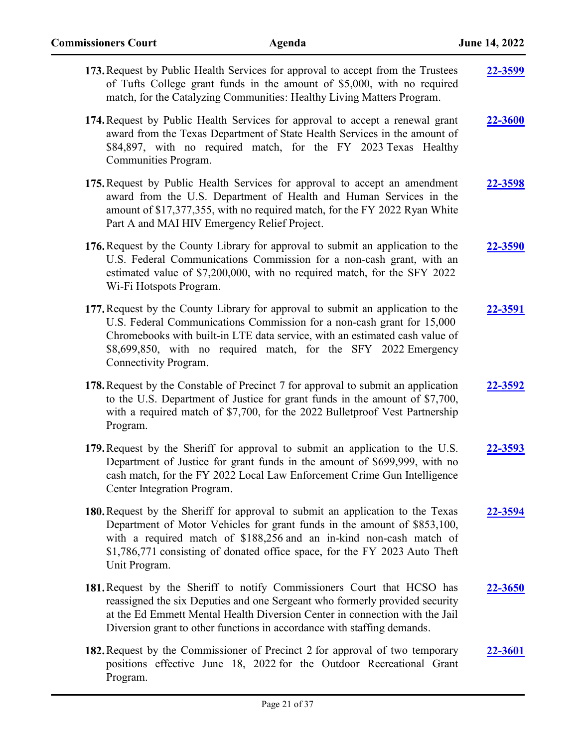**173.** Request by Public Health Services for approval to accept from the Trustees of Tufts College grant funds in the amount of $5,000, with no required match, for the Catalyzing Communities: Healthy Living Matters Program. **22-3599**

**174.** Request by Public Health Services for approval to accept a renewal grant award from the Texas Department of State Health Services in the amount of $84,897, with no required match, for the FY 2023 Texas Healthy Communities Program. **22-3600**

**175.** Request by Public Health Services for approval to accept an amendment award from the U.S. Department of Health and Human Services in the amount of $17,377,355, with no required match, for the FY 2022 Ryan White Part A and MAI HIV Emergency Relief Project. **22-3598**

**176.** Request by the County Library for approval to submit an application to the U.S. Federal Communications Commission for a non-cash grant, with an estimated value of $7,200,000, with no required match, for the SFY 2022 Wi-Fi Hotspots Program. **22-3590**

**177.** Request by the County Library for approval to submit an application to the U.S. Federal Communications Commission for a non-cash grant for 15,000 Chromebooks with built-in LTE data service, with an estimated cash value of $8,699,850, with no required match, for the SFY 2022 Emergency Connectivity Program. **22-3591**

**178.** Request by the Constable of Precinct 7 for approval to submit an application to the U.S. Department of Justice for grant funds in the amount of $7,700, with a required match of $7,700, for the 2022 Bulletproof Vest Partnership Program. **22-3592**

**179.** Request by the Sheriff for approval to submit an application to the U.S. Department of Justice for grant funds in the amount of $699,999, with no cash match, for the FY 2022 Local Law Enforcement Crime Gun Intelligence Center Integration Program. **22-3593**

**180.** Request by the Sheriff for approval to submit an application to the Texas Department of Motor Vehicles for grant funds in the amount of $853,100, with a required match of $188,256 and an in-kind non-cash match of $1,786,771 consisting of donated office space, for the FY 2023 Auto Theft Unit Program. **22-3594**

**181.** Request by the Sheriff to notify Commissioners Court that HCSO has reassigned the six Deputies and one Sergeant who formerly provided security at the Ed Emmett Mental Health Diversion Center in connection with the Jail Diversion grant to other functions in accordance with staffing demands. **22-3650**

**182.** Request by the Commissioner of Precinct 2 for approval of two temporary positions effective June 18, 2022 for the Outdoor Recreational Grant Program. **22-3601**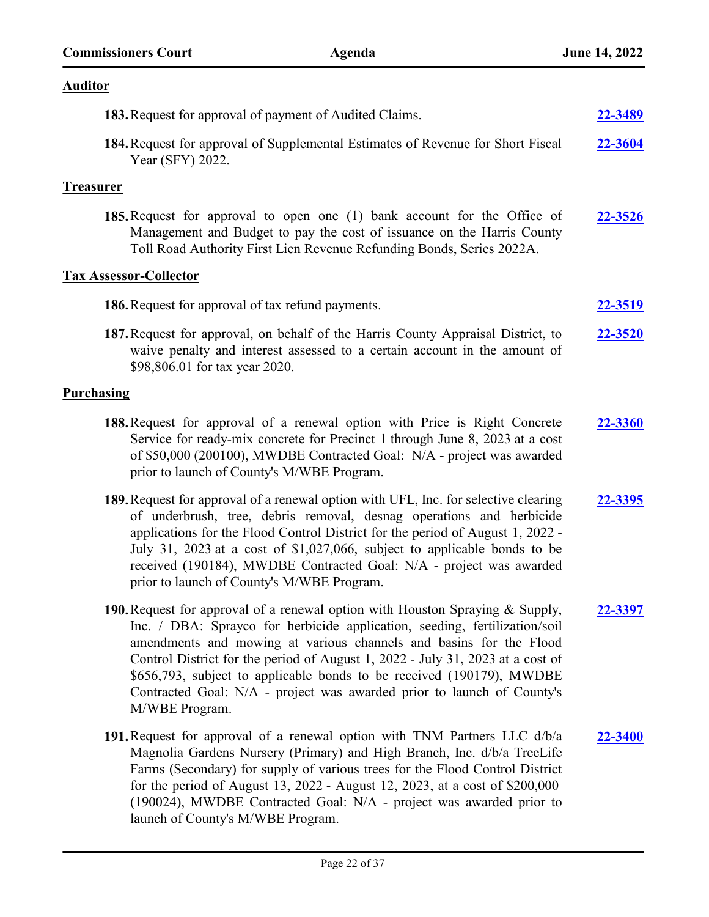**Auditor**

**183.** Request for approval of payment of Audited Claims. **22-3489**

**184.** Request for approval of Supplemental Estimates of Revenue for Short Fiscal Year (SFY) 2022. **22-3604**

**Treasurer**

**185.** Request for approval to open one (1) bank account for the Office of Management and Budget to pay the cost of issuance on the Harris County Toll Road Authority First Lien Revenue Refunding Bonds, Series 2022A. **22-3526**

**Tax Assessor-Collector**

**186.** Request for approval of tax refund payments. **22-3519**

**187.** Request for approval, on behalf of the Harris County Appraisal District, to waive penalty and interest assessed to a certain account in the amount of $98,806.01 for tax year 2020. **22-3520**

**Purchasing**

**188.** Request for approval of a renewal option with Price is Right Concrete Service for ready-mix concrete for Precinct 1 through June 8, 2023 at a cost of $50,000 (200100), MWDBE Contracted Goal: N/A - project was awarded prior to launch of County's M/WBE Program. **22-3360**

**189.** Request for approval of a renewal option with UFL, Inc. for selective clearing of underbrush, tree, debris removal, desnag operations and herbicide applications for the Flood Control District for the period of August 1, 2022 - July 31, 2023 at a cost of $1,027,066, subject to applicable bonds to be received (190184), MWDBE Contracted Goal: N/A - project was awarded prior to launch of County's M/WBE Program. **22-3395**

**190.** Request for approval of a renewal option with Houston Spraying & Supply, Inc. / DBA: Sprayco for herbicide application, seeding, fertilization/soil amendments and mowing at various channels and basins for the Flood Control District for the period of August 1, 2022 - July 31, 2023 at a cost of $656,793, subject to applicable bonds to be received (190179), MWDBE Contracted Goal: N/A - project was awarded prior to launch of County's M/WBE Program. **22-3397**

**191.** Request for approval of a renewal option with TNM Partners LLC d/b/a Magnolia Gardens Nursery (Primary) and High Branch, Inc. d/b/a TreeLife Farms (Secondary) for supply of various trees for the Flood Control District for the period of August 13, 2022 - August 12, 2023, at a cost of $200,000 (190024), MWDBE Contracted Goal: N/A - project was awarded prior to launch of County's M/WBE Program. **22-3400**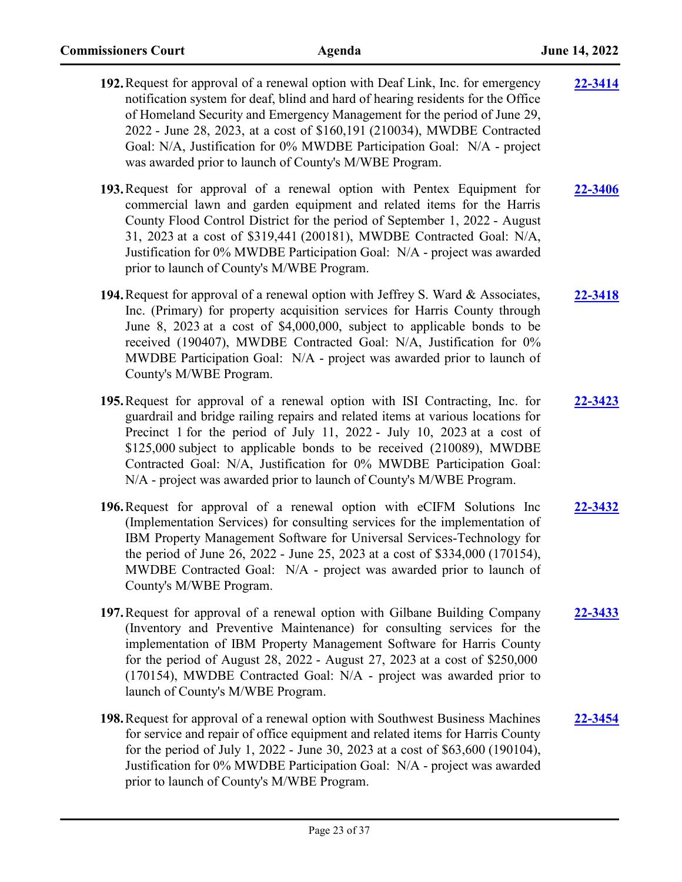192. Request for approval of a renewal option with Deaf Link, Inc. for emergency notification system for deaf, blind and hard of hearing residents for the Office of Homeland Security and Emergency Management for the period of June 29, 2022 - June 28, 2023, at a cost of $160,191 (210034), MWDBE Contracted Goal: N/A, Justification for 0% MWDBE Participation Goal: N/A - project was awarded prior to launch of County's M/WBE Program. **22-3414**

193. Request for approval of a renewal option with Pentex Equipment for commercial lawn and garden equipment and related items for the Harris County Flood Control District for the period of September 1, 2022 - August 31, 2023 at a cost of $319,441 (200181), MWDBE Contracted Goal: N/A, Justification for 0% MWDBE Participation Goal: N/A - project was awarded prior to launch of County's M/WBE Program. **22-3406**

194. Request for approval of a renewal option with Jeffrey S. Ward & Associates, Inc. (Primary) for property acquisition services for Harris County through June 8, 2023 at a cost of $4,000,000, subject to applicable bonds to be received (190407), MWDBE Contracted Goal: N/A, Justification for 0% MWDBE Participation Goal: N/A - project was awarded prior to launch of County's M/WBE Program. **22-3418**

195. Request for approval of a renewal option with ISI Contracting, Inc. for guardrail and bridge railing repairs and related items at various locations for Precinct 1 for the period of July 11, 2022 - July 10, 2023 at a cost of $125,000 subject to applicable bonds to be received (210089), MWDBE Contracted Goal: N/A, Justification for 0% MWDBE Participation Goal: N/A - project was awarded prior to launch of County's M/WBE Program. **22-3423**

196. Request for approval of a renewal option with eCIFM Solutions Inc (Implementation Services) for consulting services for the implementation of IBM Property Management Software for Universal Services-Technology for the period of June 26, 2022 - June 25, 2023 at a cost of $334,000 (170154), MWDBE Contracted Goal: N/A - project was awarded prior to launch of County's M/WBE Program. **22-3432**

197. Request for approval of a renewal option with Gilbane Building Company (Inventory and Preventive Maintenance) for consulting services for the implementation of IBM Property Management Software for Harris County for the period of August 28, 2022 - August 27, 2023 at a cost of $250,000 (170154), MWDBE Contracted Goal: N/A - project was awarded prior to launch of County's M/WBE Program. **22-3433**

198. Request for approval of a renewal option with Southwest Business Machines for service and repair of office equipment and related items for Harris County for the period of July 1, 2022 - June 30, 2023 at a cost of $63,600 (190104), Justification for 0% MWDBE Participation Goal: N/A - project was awarded prior to launch of County's M/WBE Program. **22-3454**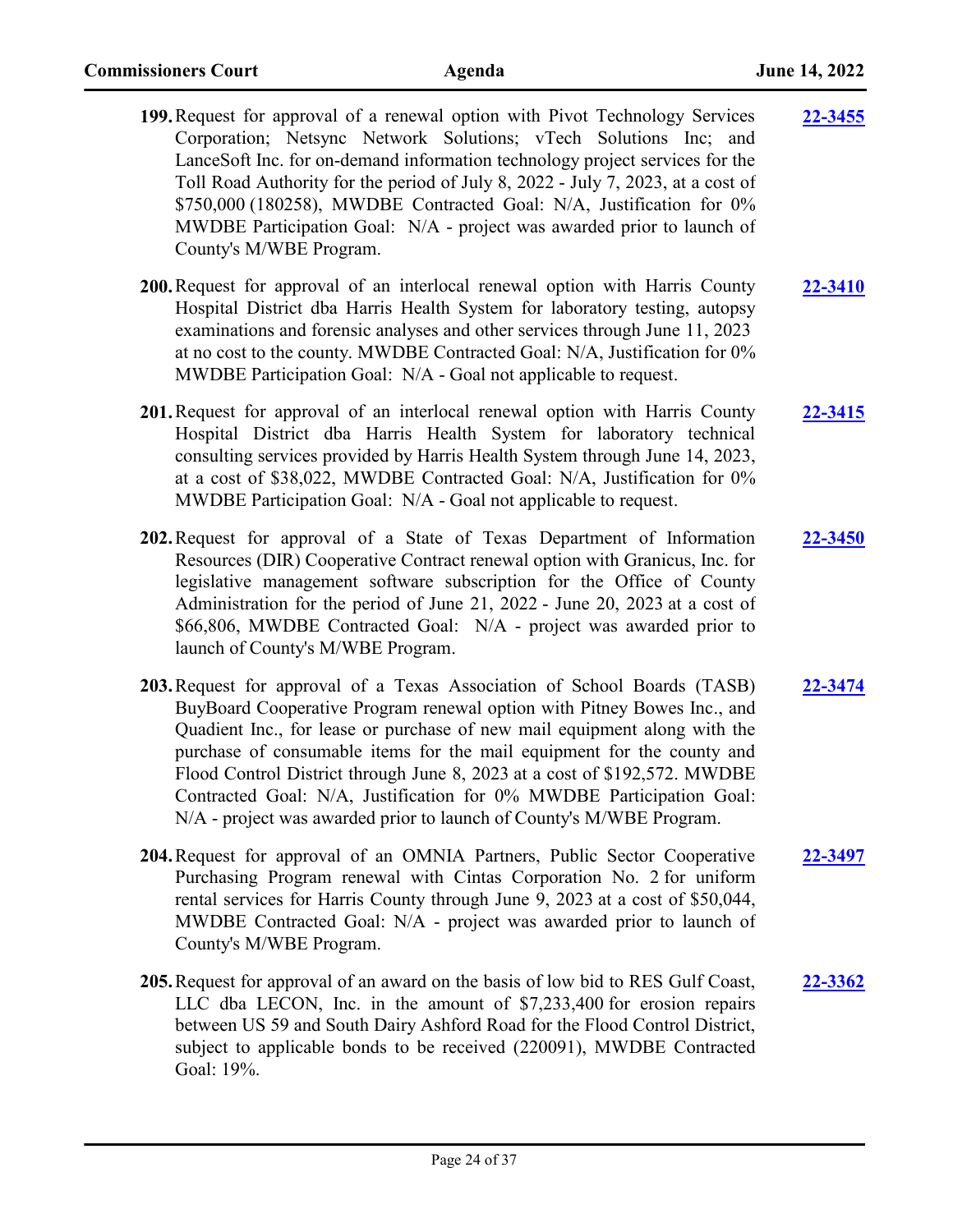199. Request for approval of a renewal option with Pivot Technology Services Corporation; Netsync Network Solutions; vTech Solutions Inc; and LanceSoft Inc. for on-demand information technology project services for the Toll Road Authority for the period of July 8, 2022 - July 7, 2023, at a cost of $750,000 (180258), MWDBE Contracted Goal: N/A, Justification for 0% MWDBE Participation Goal: N/A - project was awarded prior to launch of County's M/WBE Program. **22-3455**

200. Request for approval of an interlocal renewal option with Harris County Hospital District dba Harris Health System for laboratory testing, autopsy examinations and forensic analyses and other services through June 11, 2023 at no cost to the county. MWDBE Contracted Goal: N/A, Justification for 0% MWDBE Participation Goal: N/A - Goal not applicable to request. **22-3410**

201. Request for approval of an interlocal renewal option with Harris County Hospital District dba Harris Health System for laboratory technical consulting services provided by Harris Health System through June 14, 2023, at a cost of $38,022, MWDBE Contracted Goal: N/A, Justification for 0% MWDBE Participation Goal: N/A - Goal not applicable to request. **22-3415**

202. Request for approval of a State of Texas Department of Information Resources (DIR) Cooperative Contract renewal option with Granicus, Inc. for legislative management software subscription for the Office of County Administration for the period of June 21, 2022 - June 20, 2023 at a cost of $66,806, MWDBE Contracted Goal: N/A - project was awarded prior to launch of County's M/WBE Program. **22-3450**

203. Request for approval of a Texas Association of School Boards (TASB) BuyBoard Cooperative Program renewal option with Pitney Bowes Inc., and Quadient Inc., for lease or purchase of new mail equipment along with the purchase of consumable items for the mail equipment for the county and Flood Control District through June 8, 2023 at a cost of $192,572. MWDBE Contracted Goal: N/A, Justification for 0% MWDBE Participation Goal: N/A - project was awarded prior to launch of County's M/WBE Program. **22-3474**

204. Request for approval of an OMNIA Partners, Public Sector Cooperative Purchasing Program renewal with Cintas Corporation No. 2 for uniform rental services for Harris County through June 9, 2023 at a cost of $50,044, MWDBE Contracted Goal: N/A - project was awarded prior to launch of County's M/WBE Program. **22-3497**

205. Request for approval of an award on the basis of low bid to RES Gulf Coast, LLC dba LECON, Inc. in the amount of $7,233,400 for erosion repairs between US 59 and South Dairy Ashford Road for the Flood Control District, subject to applicable bonds to be received (220091), MWDBE Contracted Goal: 19%. **22-3362**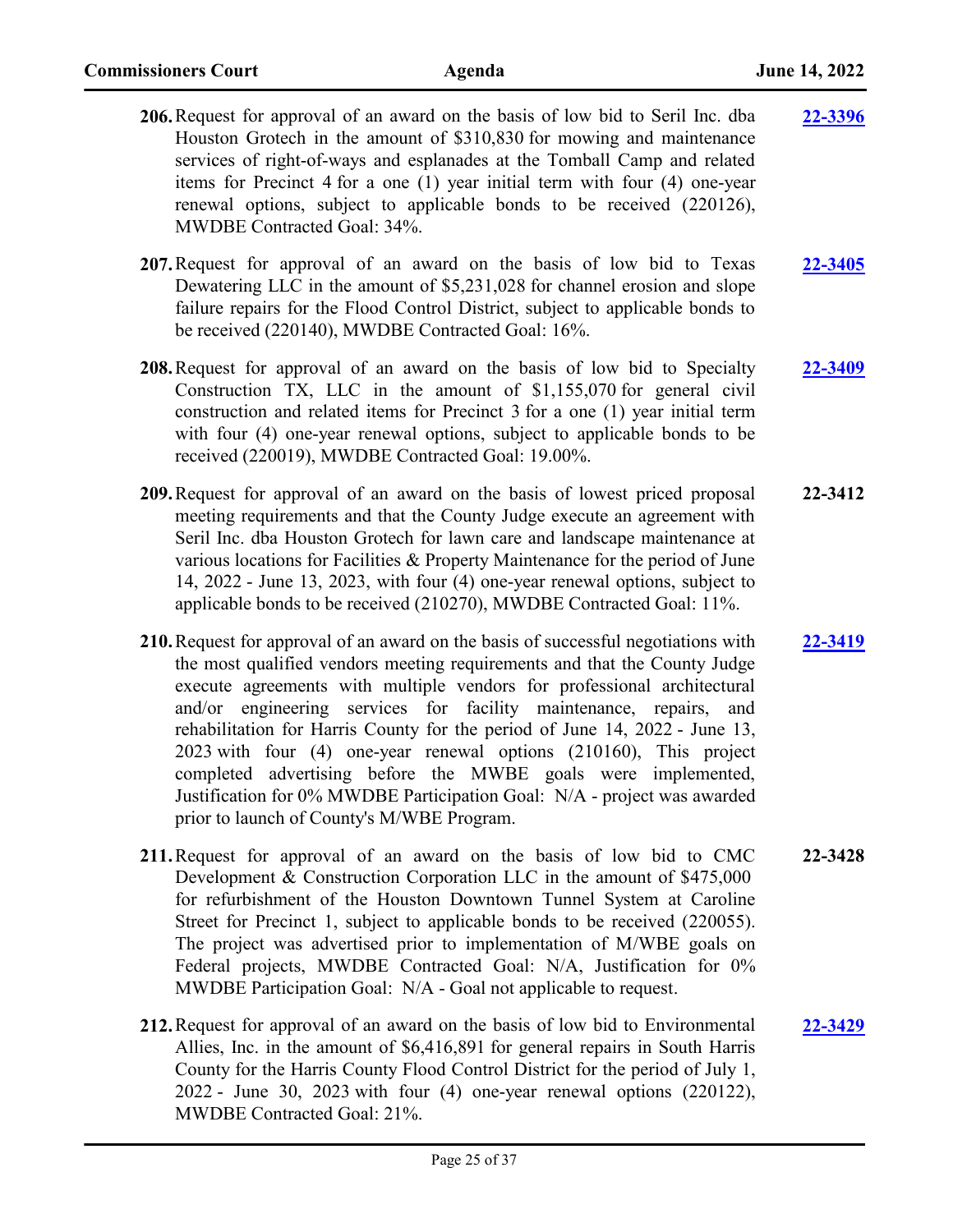**206.** Request for approval of an award on the basis of low bid to Seril Inc. dba Houston Grotech in the amount of $310,830 for mowing and maintenance services of right-of-ways and esplanades at the Tomball Camp and related items for Precinct 4 for a one (1) year initial term with four (4) one-year renewal options, subject to applicable bonds to be received (220126), MWDBE Contracted Goal: 34%. **22-3396**

**207.** Request for approval of an award on the basis of low bid to Texas Dewatering LLC in the amount of $5,231,028 for channel erosion and slope failure repairs for the Flood Control District, subject to applicable bonds to be received (220140), MWDBE Contracted Goal: 16%. **22-3405**

**208.** Request for approval of an award on the basis of low bid to Specialty Construction TX, LLC in the amount of $1,155,070 for general civil construction and related items for Precinct 3 for a one (1) year initial term with four (4) one-year renewal options, subject to applicable bonds to be received (220019), MWDBE Contracted Goal: 19.00%. **22-3409**

**209.** Request for approval of an award on the basis of lowest priced proposal meeting requirements and that the County Judge execute an agreement with Seril Inc. dba Houston Grotech for lawn care and landscape maintenance at various locations for Facilities & Property Maintenance for the period of June 14, 2022 - June 13, 2023, with four (4) one-year renewal options, subject to applicable bonds to be received (210270), MWDBE Contracted Goal: 11%. **22-3412**

**210.** Request for approval of an award on the basis of successful negotiations with the most qualified vendors meeting requirements and that the County Judge execute agreements with multiple vendors for professional architectural and/or engineering services for facility maintenance, repairs, and rehabilitation for Harris County for the period of June 14, 2022 - June 13, 2023 with four (4) one-year renewal options (210160), This project completed advertising before the MWBE goals were implemented, Justification for 0% MWDBE Participation Goal: N/A - project was awarded prior to launch of County's M/WBE Program. **22-3419**

**211.** Request for approval of an award on the basis of low bid to CMC Development & Construction Corporation LLC in the amount of $475,000 for refurbishment of the Houston Downtown Tunnel System at Caroline Street for Precinct 1, subject to applicable bonds to be received (220055). The project was advertised prior to implementation of M/WBE goals on Federal projects, MWDBE Contracted Goal: N/A, Justification for 0% MWDBE Participation Goal: N/A - Goal not applicable to request. **22-3428**

**212.** Request for approval of an award on the basis of low bid to Environmental Allies, Inc. in the amount of $6,416,891 for general repairs in South Harris County for the Harris County Flood Control District for the period of July 1, 2022 - June 30, 2023 with four (4) one-year renewal options (220122), MWDBE Contracted Goal: 21%. **22-3429**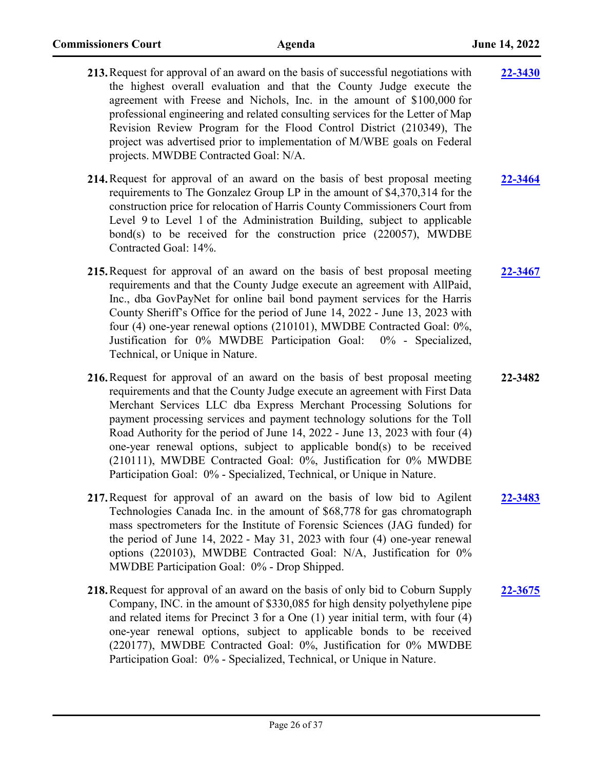213. Request for approval of an award on the basis of successful negotiations with the highest overall evaluation and that the County Judge execute the agreement with Freese and Nichols, Inc. in the amount of $100,000 for professional engineering and related consulting services for the Letter of Map Revision Review Program for the Flood Control District (210349), The project was advertised prior to implementation of M/WBE goals on Federal projects. MWDBE Contracted Goal: N/A. **22-3430**

214. Request for approval of an award on the basis of best proposal meeting requirements to The Gonzalez Group LP in the amount of $4,370,314 for the construction price for relocation of Harris County Commissioners Court from Level 9 to Level 1 of the Administration Building, subject to applicable bond(s) to be received for the construction price (220057), MWDBE Contracted Goal: 14%. **22-3464**

215. Request for approval of an award on the basis of best proposal meeting requirements and that the County Judge execute an agreement with AllPaid, Inc., dba GovPayNet for online bail bond payment services for the Harris County Sheriff's Office for the period of June 14, 2022 - June 13, 2023 with four (4) one-year renewal options (210101), MWDBE Contracted Goal: 0%, Justification for 0% MWDBE Participation Goal: 0% - Specialized, Technical, or Unique in Nature. **22-3467**

216. Request for approval of an award on the basis of best proposal meeting requirements and that the County Judge execute an agreement with First Data Merchant Services LLC dba Express Merchant Processing Solutions for payment processing services and payment technology solutions for the Toll Road Authority for the period of June 14, 2022 - June 13, 2023 with four (4) one-year renewal options, subject to applicable bond(s) to be received (210111), MWDBE Contracted Goal: 0%, Justification for 0% MWDBE Participation Goal: 0% - Specialized, Technical, or Unique in Nature. **22-3482**

217. Request for approval of an award on the basis of low bid to Agilent Technologies Canada Inc. in the amount of $68,778 for gas chromatograph mass spectrometers for the Institute of Forensic Sciences (JAG funded) for the period of June 14, 2022 - May 31, 2023 with four (4) one-year renewal options (220103), MWDBE Contracted Goal: N/A, Justification for 0% MWDBE Participation Goal: 0% - Drop Shipped. **22-3483**

218. Request for approval of an award on the basis of only bid to Coburn Supply Company, INC. in the amount of $330,085 for high density polyethylene pipe and related items for Precinct 3 for a One (1) year initial term, with four (4) one-year renewal options, subject to applicable bonds to be received (220177), MWDBE Contracted Goal: 0%, Justification for 0% MWDBE Participation Goal: 0% - Specialized, Technical, or Unique in Nature. **22-3675**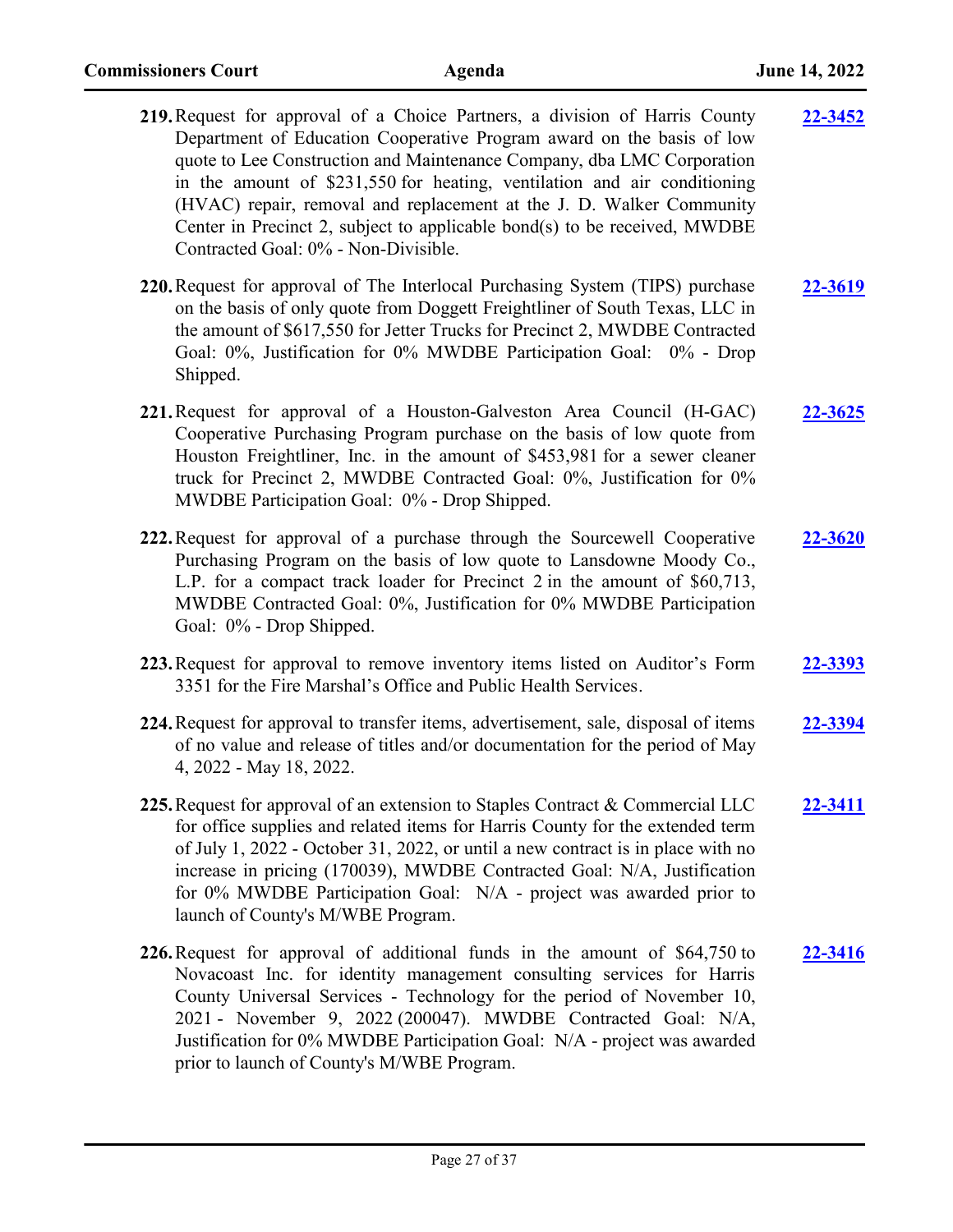**219.** Request for approval of a Choice Partners, a division of Harris County Department of Education Cooperative Program award on the basis of low quote to Lee Construction and Maintenance Company, dba LMC Corporation in the amount of $231,550 for heating, ventilation and air conditioning (HVAC) repair, removal and replacement at the J. D. Walker Community Center in Precinct 2, subject to applicable bond(s) to be received, MWDBE Contracted Goal: 0% - Non-Divisible. **22-3452**

**220.** Request for approval of The Interlocal Purchasing System (TIPS) purchase on the basis of only quote from Doggett Freightliner of South Texas, LLC in the amount of $617,550 for Jetter Trucks for Precinct 2, MWDBE Contracted Goal: 0%, Justification for 0% MWDBE Participation Goal: 0% - Drop Shipped. **22-3619**

**221.** Request for approval of a Houston-Galveston Area Council (H-GAC) Cooperative Purchasing Program purchase on the basis of low quote from Houston Freightliner, Inc. in the amount of $453,981 for a sewer cleaner truck for Precinct 2, MWDBE Contracted Goal: 0%, Justification for 0% MWDBE Participation Goal: 0% - Drop Shipped. **22-3625**

**222.** Request for approval of a purchase through the Sourcewell Cooperative Purchasing Program on the basis of low quote to Lansdowne Moody Co., L.P. for a compact track loader for Precinct 2 in the amount of $60,713, MWDBE Contracted Goal: 0%, Justification for 0% MWDBE Participation Goal: 0% - Drop Shipped. **22-3620**

**223.** Request for approval to remove inventory items listed on Auditor's Form 3351 for the Fire Marshal's Office and Public Health Services. **22-3393**

**224.** Request for approval to transfer items, advertisement, sale, disposal of items of no value and release of titles and/or documentation for the period of May 4, 2022 - May 18, 2022. **22-3394**

**225.** Request for approval of an extension to Staples Contract & Commercial LLC for office supplies and related items for Harris County for the extended term of July 1, 2022 - October 31, 2022, or until a new contract is in place with no increase in pricing (170039), MWDBE Contracted Goal: N/A, Justification for 0% MWDBE Participation Goal: N/A - project was awarded prior to launch of County's M/WBE Program. **22-3411**

**226.** Request for approval of additional funds in the amount of $64,750 to Novacoast Inc. for identity management consulting services for Harris County Universal Services - Technology for the period of November 10, 2021 - November 9, 2022 (200047). MWDBE Contracted Goal: N/A, Justification for 0% MWDBE Participation Goal: N/A - project was awarded prior to launch of County's M/WBE Program. **22-3416**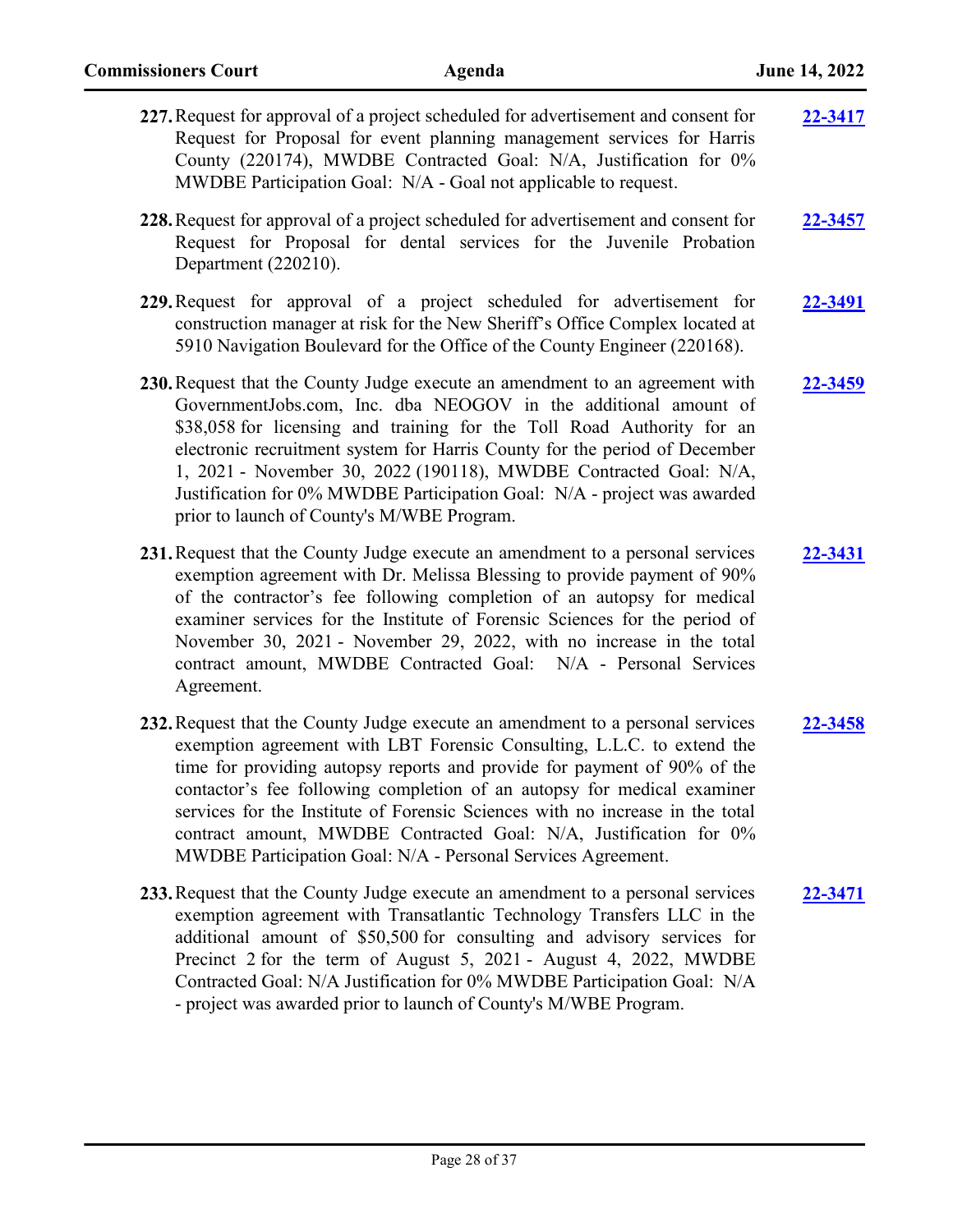227. Request for approval of a project scheduled for advertisement and consent for Request for Proposal for event planning management services for Harris County (220174), MWDBE Contracted Goal: N/A, Justification for 0% MWDBE Participation Goal: N/A - Goal not applicable to request. **22-3417**

228. Request for approval of a project scheduled for advertisement and consent for Request for Proposal for dental services for the Juvenile Probation Department (220210). **22-3457**

229. Request for approval of a project scheduled for advertisement for construction manager at risk for the New Sheriff's Office Complex located at 5910 Navigation Boulevard for the Office of the County Engineer (220168). **22-3491**

230. Request that the County Judge execute an amendment to an agreement with GovernmentJobs.com, Inc. dba NEOGOV in the additional amount of $38,058 for licensing and training for the Toll Road Authority for an electronic recruitment system for Harris County for the period of December 1, 2021 - November 30, 2022 (190118), MWDBE Contracted Goal: N/A, Justification for 0% MWDBE Participation Goal: N/A - project was awarded prior to launch of County's M/WBE Program. **22-3459**

231. Request that the County Judge execute an amendment to a personal services exemption agreement with Dr. Melissa Blessing to provide payment of 90% of the contractor's fee following completion of an autopsy for medical examiner services for the Institute of Forensic Sciences for the period of November 30, 2021 - November 29, 2022, with no increase in the total contract amount, MWDBE Contracted Goal: N/A - Personal Services Agreement. **22-3431**

232. Request that the County Judge execute an amendment to a personal services exemption agreement with LBT Forensic Consulting, L.L.C. to extend the time for providing autopsy reports and provide for payment of 90% of the contactor's fee following completion of an autopsy for medical examiner services for the Institute of Forensic Sciences with no increase in the total contract amount, MWDBE Contracted Goal: N/A, Justification for 0% MWDBE Participation Goal: N/A - Personal Services Agreement. **22-3458**

233. Request that the County Judge execute an amendment to a personal services exemption agreement with Transatlantic Technology Transfers LLC in the additional amount of $50,500 for consulting and advisory services for Precinct 2 for the term of August 5, 2021 - August 4, 2022, MWDBE Contracted Goal: N/A Justification for 0% MWDBE Participation Goal: N/A - project was awarded prior to launch of County's M/WBE Program. **22-3471**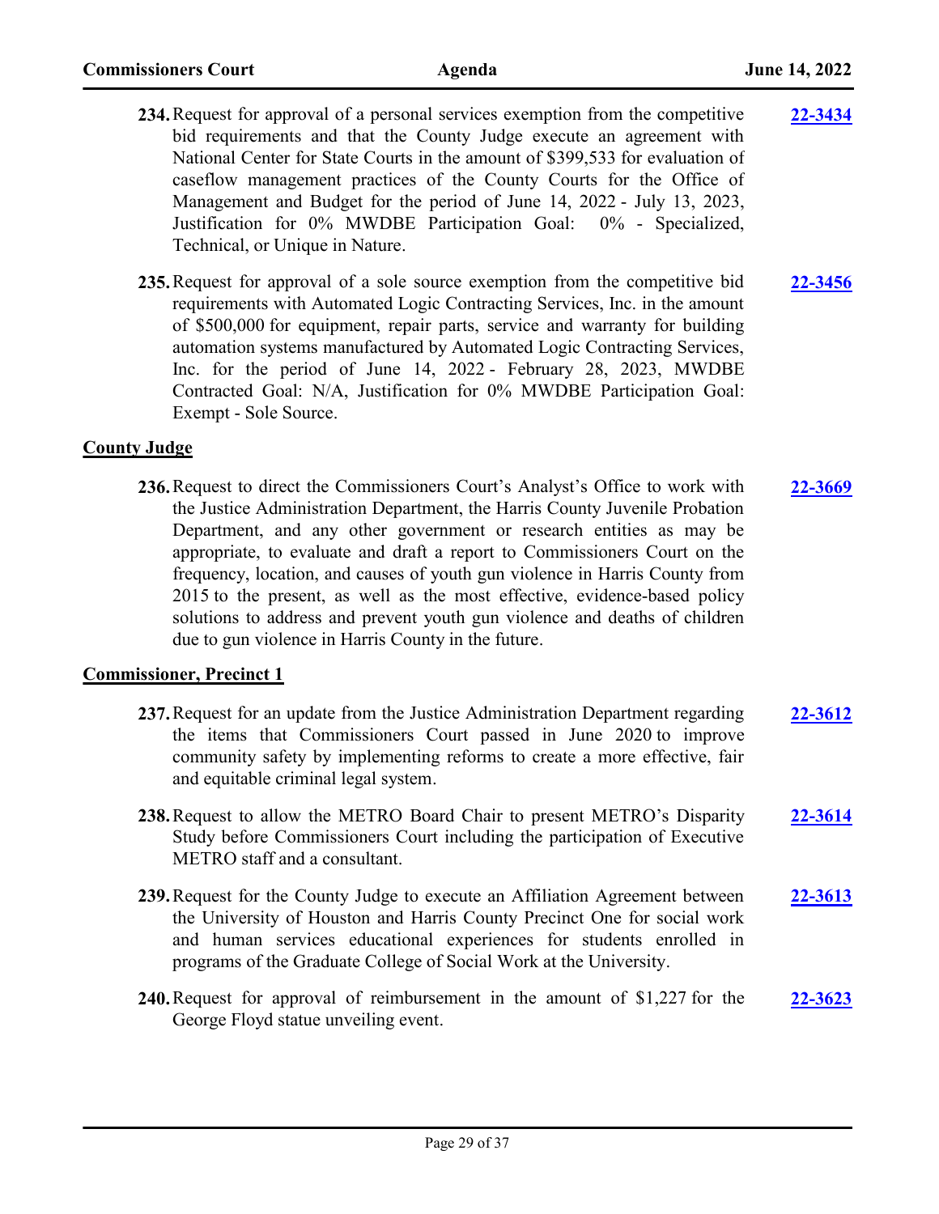**234.** Request for approval of a personal services exemption from the competitive bid requirements and that the County Judge execute an agreement with National Center for State Courts in the amount of $399,533 for evaluation of caseflow management practices of the County Courts for the Office of Management and Budget for the period of June 14, 2022 - July 13, 2023, Justification for 0% MWDBE Participation Goal: 0% - Specialized, Technical, or Unique in Nature. **22-3434**

**235.** Request for approval of a sole source exemption from the competitive bid requirements with Automated Logic Contracting Services, Inc. in the amount of $500,000 for equipment, repair parts, service and warranty for building automation systems manufactured by Automated Logic Contracting Services, Inc. for the period of June 14, 2022 - February 28, 2023, MWDBE Contracted Goal: N/A, Justification for 0% MWDBE Participation Goal: Exempt - Sole Source. **22-3456**

## County Judge

**236.** Request to direct the Commissioners Court's Analyst's Office to work with the Justice Administration Department, the Harris County Juvenile Probation Department, and any other government or research entities as may be appropriate, to evaluate and draft a report to Commissioners Court on the frequency, location, and causes of youth gun violence in Harris County from 2015 to the present, as well as the most effective, evidence-based policy solutions to address and prevent youth gun violence and deaths of children due to gun violence in Harris County in the future. **22-3669**

## Commissioner, Precinct 1

**237.** Request for an update from the Justice Administration Department regarding the items that Commissioners Court passed in June 2020 to improve community safety by implementing reforms to create a more effective, fair and equitable criminal legal system. **22-3612**

**238.** Request to allow the METRO Board Chair to present METRO's Disparity Study before Commissioners Court including the participation of Executive METRO staff and a consultant. **22-3614**

**239.** Request for the County Judge to execute an Affiliation Agreement between the University of Houston and Harris County Precinct One for social work and human services educational experiences for students enrolled in programs of the Graduate College of Social Work at the University. **22-3613**

**240.** Request for approval of reimbursement in the amount of $1,227 for the George Floyd statue unveiling event. **22-3623**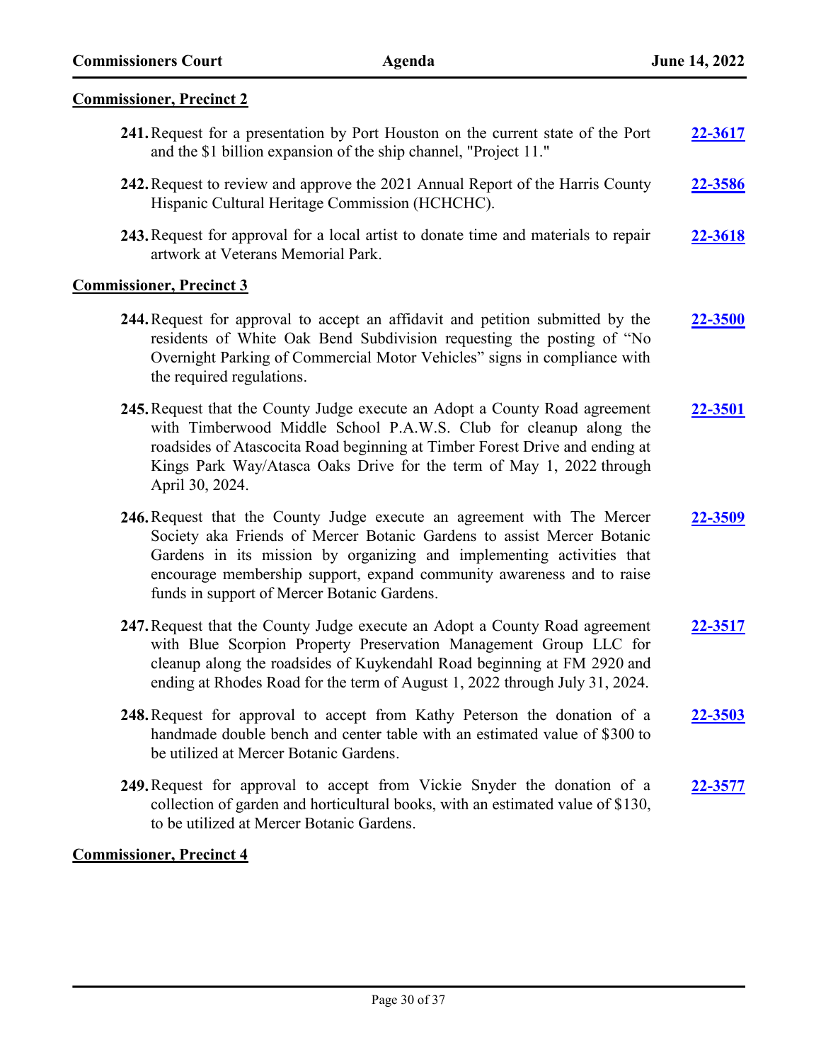## Commissioner, Precinct 2

241. Request for a presentation by Port Houston on the current state of the Port and the $1 billion expansion of the ship channel, "Project 11." **22-3617**

242. Request to review and approve the 2021 Annual Report of the Harris County Hispanic Cultural Heritage Commission (HCHCHC). **22-3586**

243. Request for approval for a local artist to donate time and materials to repair artwork at Veterans Memorial Park. **22-3618**

## Commissioner, Precinct 3

244. Request for approval to accept an affidavit and petition submitted by the residents of White Oak Bend Subdivision requesting the posting of "No Overnight Parking of Commercial Motor Vehicles" signs in compliance with the required regulations. **22-3500**

245. Request that the County Judge execute an Adopt a County Road agreement with Timberwood Middle School P.A.W.S. Club for cleanup along the roadsides of Atascocita Road beginning at Timber Forest Drive and ending at Kings Park Way/Atasca Oaks Drive for the term of May 1, 2022 through April 30, 2024. **22-3501**

246. Request that the County Judge execute an agreement with The Mercer Society aka Friends of Mercer Botanic Gardens to assist Mercer Botanic Gardens in its mission by organizing and implementing activities that encourage membership support, expand community awareness and to raise funds in support of Mercer Botanic Gardens. **22-3509**

247. Request that the County Judge execute an Adopt a County Road agreement with Blue Scorpion Property Preservation Management Group LLC for cleanup along the roadsides of Kuykendahl Road beginning at FM 2920 and ending at Rhodes Road for the term of August 1, 2022 through July 31, 2024. **22-3517**

248. Request for approval to accept from Kathy Peterson the donation of a handmade double bench and center table with an estimated value of $300 to be utilized at Mercer Botanic Gardens. **22-3503**

249. Request for approval to accept from Vickie Snyder the donation of a collection of garden and horticultural books, with an estimated value of $130, to be utilized at Mercer Botanic Gardens. **22-3577**

## Commissioner, Precinct 4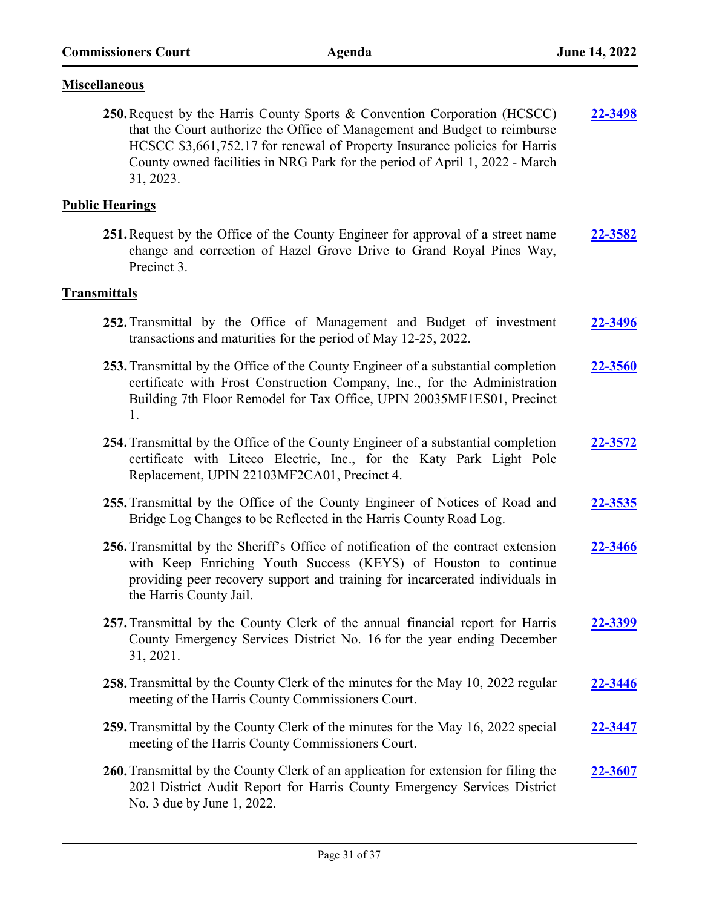**Miscellaneous**

250. Request by the Harris County Sports & Convention Corporation (HCSCC) that the Court authorize the Office of Management and Budget to reimburse HCSCC $3,661,752.17 for renewal of Property Insurance policies for Harris County owned facilities in NRG Park for the period of April 1, 2022 - March 31, 2023. **22-3498**

**Public Hearings**

251. Request by the Office of the County Engineer for approval of a street name change and correction of Hazel Grove Drive to Grand Royal Pines Way, Precinct 3. **22-3582**

**Transmittals**

252. Transmittal by the Office of Management and Budget of investment transactions and maturities for the period of May 12-25, 2022. **22-3496**

253. Transmittal by the Office of the County Engineer of a substantial completion certificate with Frost Construction Company, Inc., for the Administration Building 7th Floor Remodel for Tax Office, UPIN 20035MF1ES01, Precinct 1. **22-3560**

254. Transmittal by the Office of the County Engineer of a substantial completion certificate with Liteco Electric, Inc., for the Katy Park Light Pole Replacement, UPIN 22103MF2CA01, Precinct 4. **22-3572**

255. Transmittal by the Office of the County Engineer of Notices of Road and Bridge Log Changes to be Reflected in the Harris County Road Log. **22-3535**

256. Transmittal by the Sheriff's Office of notification of the contract extension with Keep Enriching Youth Success (KEYS) of Houston to continue providing peer recovery support and training for incarcerated individuals in the Harris County Jail. **22-3466**

257. Transmittal by the County Clerk of the annual financial report for Harris County Emergency Services District No. 16 for the year ending December 31, 2021. **22-3399**

258. Transmittal by the County Clerk of the minutes for the May 10, 2022 regular meeting of the Harris County Commissioners Court. **22-3446**

259. Transmittal by the County Clerk of the minutes for the May 16, 2022 special meeting of the Harris County Commissioners Court. **22-3447**

260. Transmittal by the County Clerk of an application for extension for filing the 2021 District Audit Report for Harris County Emergency Services District No. 3 due by June 1, 2022. **22-3607**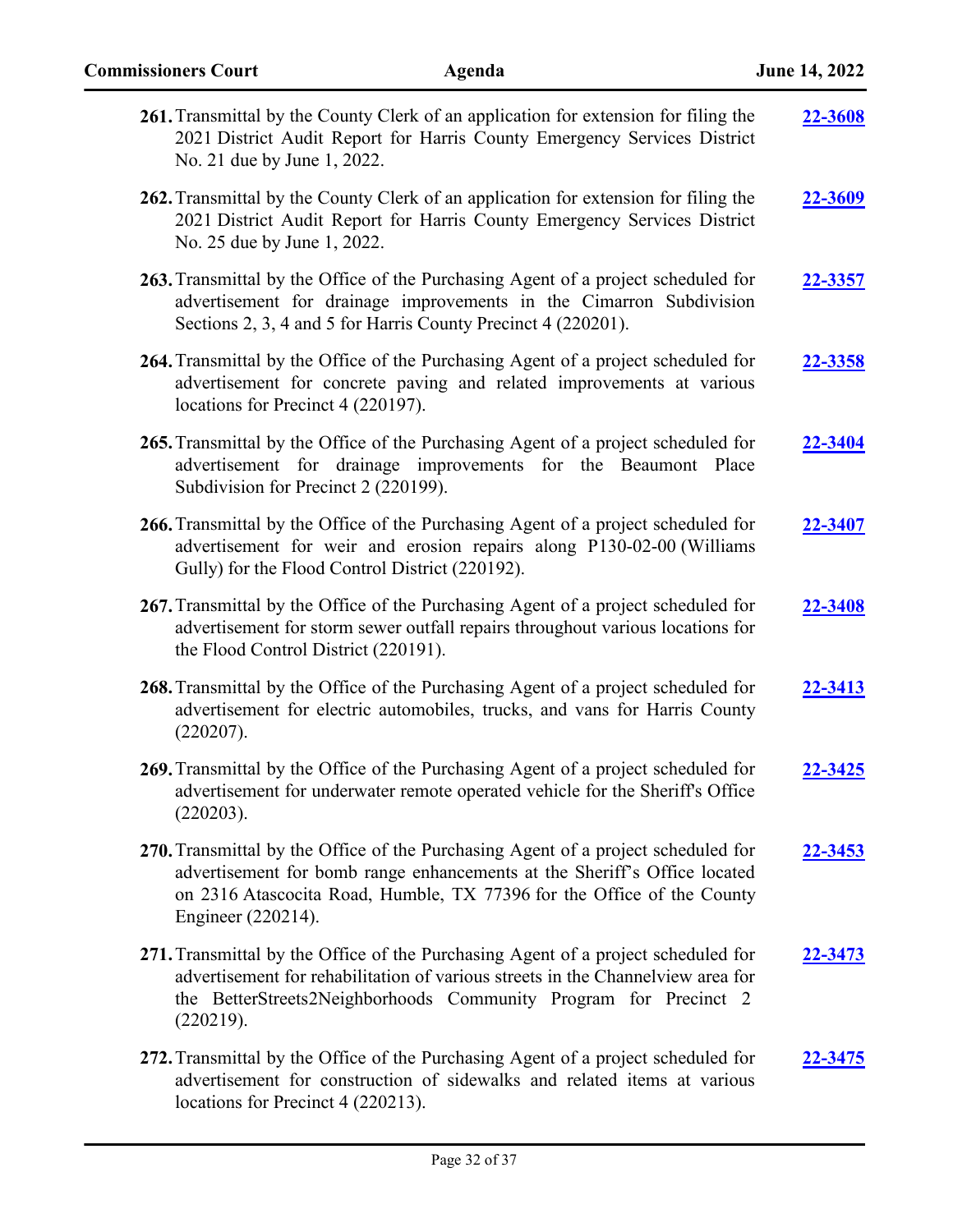261. Transmittal by the County Clerk of an application for extension for filing the 2021 District Audit Report for Harris County Emergency Services District No. 21 due by June 1, 2022. **22-3608**

262. Transmittal by the County Clerk of an application for extension for filing the 2021 District Audit Report for Harris County Emergency Services District No. 25 due by June 1, 2022. **22-3609**

263. Transmittal by the Office of the Purchasing Agent of a project scheduled for advertisement for drainage improvements in the Cimarron Subdivision Sections 2, 3, 4 and 5 for Harris County Precinct 4 (220201). **22-3357**

264. Transmittal by the Office of the Purchasing Agent of a project scheduled for advertisement for concrete paving and related improvements at various locations for Precinct 4 (220197). **22-3358**

265. Transmittal by the Office of the Purchasing Agent of a project scheduled for advertisement for drainage improvements for the Beaumont Place Subdivision for Precinct 2 (220199). **22-3404**

266. Transmittal by the Office of the Purchasing Agent of a project scheduled for advertisement for weir and erosion repairs along P130-02-00 (Williams Gully) for the Flood Control District (220192). **22-3407**

267. Transmittal by the Office of the Purchasing Agent of a project scheduled for advertisement for storm sewer outfall repairs throughout various locations for the Flood Control District (220191). **22-3408**

268. Transmittal by the Office of the Purchasing Agent of a project scheduled for advertisement for electric automobiles, trucks, and vans for Harris County (220207). **22-3413**

269. Transmittal by the Office of the Purchasing Agent of a project scheduled for advertisement for underwater remote operated vehicle for the Sheriff's Office (220203). **22-3425**

270. Transmittal by the Office of the Purchasing Agent of a project scheduled for advertisement for bomb range enhancements at the Sheriff's Office located on 2316 Atascocita Road, Humble, TX 77396 for the Office of the County Engineer (220214). **22-3453**

271. Transmittal by the Office of the Purchasing Agent of a project scheduled for advertisement for rehabilitation of various streets in the Channelview area for the BetterStreets2Neighborhoods Community Program for Precinct 2 (220219). **22-3473**

272. Transmittal by the Office of the Purchasing Agent of a project scheduled for advertisement for construction of sidewalks and related items at various locations for Precinct 4 (220213). **22-3475**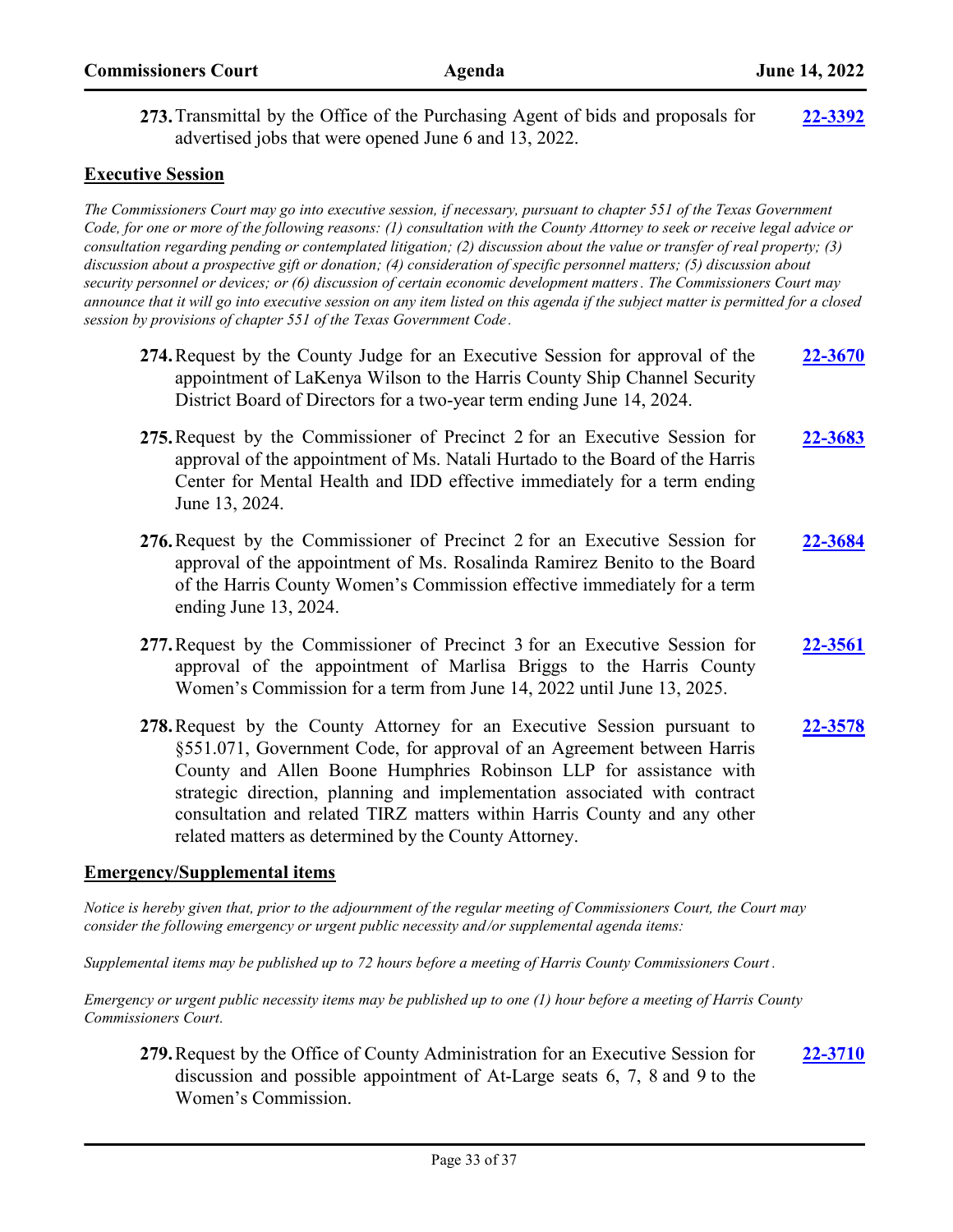273. Transmittal by the Office of the Purchasing Agent of bids and proposals for advertised jobs that were opened June 6 and 13, 2022. **22-3392**

## Executive Session

*The Commissioners Court may go into executive session, if necessary, pursuant to chapter 551 of the Texas Government Code, for one or more of the following reasons: (1) consultation with the County Attorney to seek or receive legal advice or consultation regarding pending or contemplated litigation; (2) discussion about the value or transfer of real property; (3) discussion about a prospective gift or donation; (4) consideration of specific personnel matters; (5) discussion about security personnel or devices; or (6) discussion of certain economic development matters. The Commissioners Court may announce that it will go into executive session on any item listed on this agenda if the subject matter is permitted for a closed session by provisions of chapter 551 of the Texas Government Code.*

274. Request by the County Judge for an Executive Session for approval of the appointment of LaKenya Wilson to the Harris County Ship Channel Security District Board of Directors for a two-year term ending June 14, 2024. **22-3670**

275. Request by the Commissioner of Precinct 2 for an Executive Session for approval of the appointment of Ms. Natali Hurtado to the Board of the Harris Center for Mental Health and IDD effective immediately for a term ending June 13, 2024. **22-3683**

276. Request by the Commissioner of Precinct 2 for an Executive Session for approval of the appointment of Ms. Rosalinda Ramirez Benito to the Board of the Harris County Women's Commission effective immediately for a term ending June 13, 2024. **22-3684**

277. Request by the Commissioner of Precinct 3 for an Executive Session for approval of the appointment of Marlisa Briggs to the Harris County Women's Commission for a term from June 14, 2022 until June 13, 2025. **22-3561**

278. Request by the County Attorney for an Executive Session pursuant to §551.071, Government Code, for approval of an Agreement between Harris County and Allen Boone Humphries Robinson LLP for assistance with strategic direction, planning and implementation associated with contract consultation and related TIRZ matters within Harris County and any other related matters as determined by the County Attorney. **22-3578**

## Emergency/Supplemental items

*Notice is hereby given that, prior to the adjournment of the regular meeting of Commissioners Court, the Court may consider the following emergency or urgent public necessity and/or supplemental agenda items:*

*Supplemental items may be published up to 72 hours before a meeting of Harris County Commissioners Court.*

*Emergency or urgent public necessity items may be published up to one (1) hour before a meeting of Harris County Commissioners Court.*

279. Request by the Office of County Administration for an Executive Session for discussion and possible appointment of At-Large seats 6, 7, 8 and 9 to the Women's Commission. **22-3710**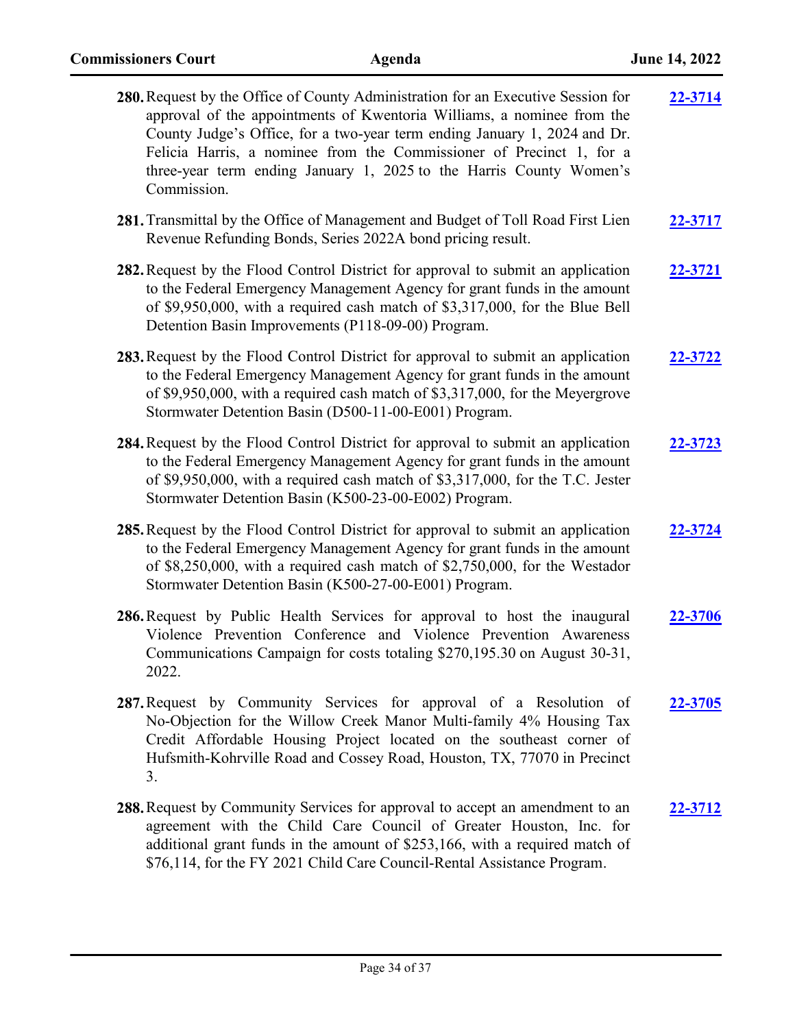280. Request by the Office of County Administration for an Executive Session for approval of the appointments of Kwentoria Williams, a nominee from the County Judge's Office, for a two-year term ending January 1, 2024 and Dr. Felicia Harris, a nominee from the Commissioner of Precinct 1, for a three-year term ending January 1, 2025 to the Harris County Women's Commission. **22-3714**

281. Transmittal by the Office of Management and Budget of Toll Road First Lien Revenue Refunding Bonds, Series 2022A bond pricing result. **22-3717**

282. Request by the Flood Control District for approval to submit an application to the Federal Emergency Management Agency for grant funds in the amount of $9,950,000, with a required cash match of $3,317,000, for the Blue Bell Detention Basin Improvements (P118-09-00) Program. **22-3721**

283. Request by the Flood Control District for approval to submit an application to the Federal Emergency Management Agency for grant funds in the amount of $9,950,000, with a required cash match of $3,317,000, for the Meyergrove Stormwater Detention Basin (D500-11-00-E001) Program. **22-3722**

284. Request by the Flood Control District for approval to submit an application to the Federal Emergency Management Agency for grant funds in the amount of $9,950,000, with a required cash match of $3,317,000, for the T.C. Jester Stormwater Detention Basin (K500-23-00-E002) Program. **22-3723**

285. Request by the Flood Control District for approval to submit an application to the Federal Emergency Management Agency for grant funds in the amount of $8,250,000, with a required cash match of $2,750,000, for the Westador Stormwater Detention Basin (K500-27-00-E001) Program. **22-3724**

286. Request by Public Health Services for approval to host the inaugural Violence Prevention Conference and Violence Prevention Awareness Communications Campaign for costs totaling $270,195.30 on August 30-31, 2022. **22-3706**

287. Request by Community Services for approval of a Resolution of No-Objection for the Willow Creek Manor Multi-family 4% Housing Tax Credit Affordable Housing Project located on the southeast corner of Hufsmith-Kohrville Road and Cossey Road, Houston, TX, 77070 in Precinct 3. **22-3705**

288. Request by Community Services for approval to accept an amendment to an agreement with the Child Care Council of Greater Houston, Inc. for additional grant funds in the amount of $253,166, with a required match of $76,114, for the FY 2021 Child Care Council-Rental Assistance Program. **22-3712**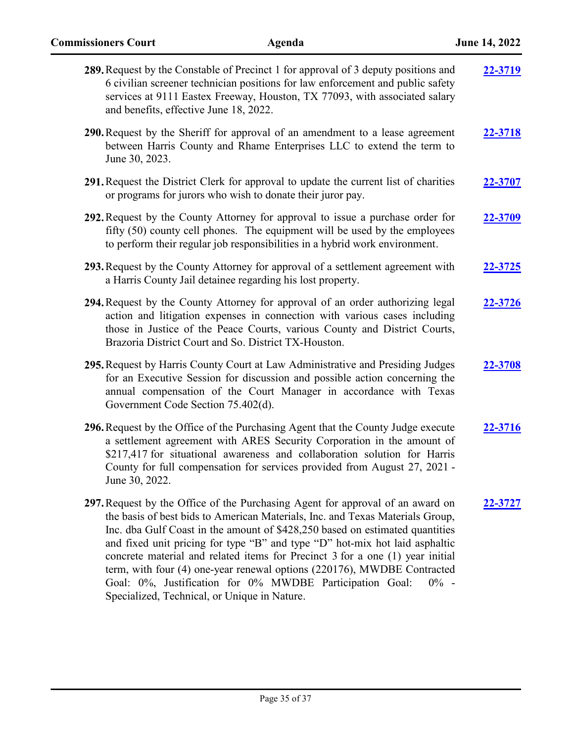289. Request by the Constable of Precinct 1 for approval of 3 deputy positions and 6 civilian screener technician positions for law enforcement and public safety services at 9111 Eastex Freeway, Houston, TX 77093, with associated salary and benefits, effective June 18, 2022. **22-3719**

290. Request by the Sheriff for approval of an amendment to a lease agreement between Harris County and Rhame Enterprises LLC to extend the term to June 30, 2023. **22-3718**

291. Request the District Clerk for approval to update the current list of charities or programs for jurors who wish to donate their juror pay. **22-3707**

292. Request by the County Attorney for approval to issue a purchase order for fifty (50) county cell phones. The equipment will be used by the employees to perform their regular job responsibilities in a hybrid work environment. **22-3709**

293. Request by the County Attorney for approval of a settlement agreement with a Harris County Jail detainee regarding his lost property. **22-3725**

294. Request by the County Attorney for approval of an order authorizing legal action and litigation expenses in connection with various cases including those in Justice of the Peace Courts, various County and District Courts, Brazoria District Court and So. District TX-Houston. **22-3726**

295. Request by Harris County Court at Law Administrative and Presiding Judges for an Executive Session for discussion and possible action concerning the annual compensation of the Court Manager in accordance with Texas Government Code Section 75.402(d). **22-3708**

296. Request by the Office of the Purchasing Agent that the County Judge execute a settlement agreement with ARES Security Corporation in the amount of $217,417 for situational awareness and collaboration solution for Harris County for full compensation for services provided from August 27, 2021 - June 30, 2022. **22-3716**

297. Request by the Office of the Purchasing Agent for approval of an award on the basis of best bids to American Materials, Inc. and Texas Materials Group, Inc. dba Gulf Coast in the amount of $428,250 based on estimated quantities and fixed unit pricing for type "B" and type "D" hot-mix hot laid asphaltic concrete material and related items for Precinct 3 for a one (1) year initial term, with four (4) one-year renewal options (220176), MWDBE Contracted Goal: 0%, Justification for 0% MWDBE Participation Goal: 0% - Specialized, Technical, or Unique in Nature. **22-3727**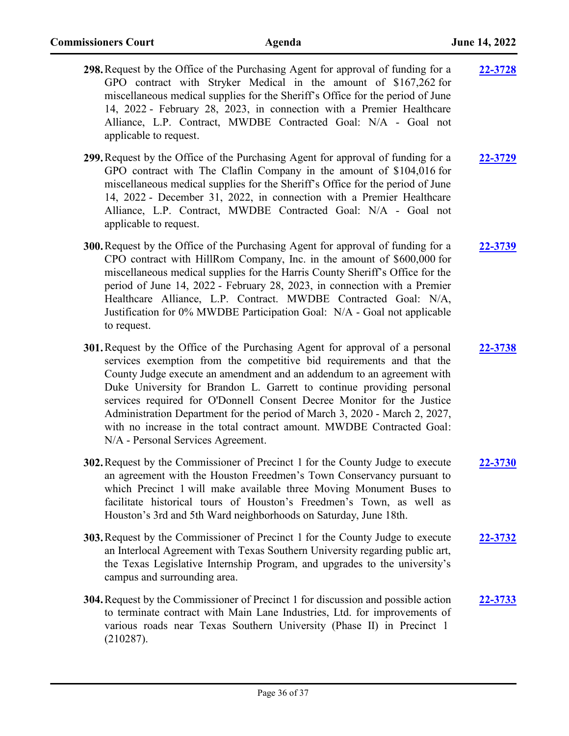**298.** Request by the Office of the Purchasing Agent for approval of funding for a GPO contract with Stryker Medical in the amount of $167,262 for miscellaneous medical supplies for the Sheriff's Office for the period of June 14, 2022 - February 28, 2023, in connection with a Premier Healthcare Alliance, L.P. Contract, MWDBE Contracted Goal: N/A - Goal not applicable to request. **22-3728**

**299.** Request by the Office of the Purchasing Agent for approval of funding for a GPO contract with The Claflin Company in the amount of $104,016 for miscellaneous medical supplies for the Sheriff's Office for the period of June 14, 2022 - December 31, 2022, in connection with a Premier Healthcare Alliance, L.P. Contract, MWDBE Contracted Goal: N/A - Goal not applicable to request. **22-3729**

**300.** Request by the Office of the Purchasing Agent for approval of funding for a CPO contract with HillRom Company, Inc. in the amount of $600,000 for miscellaneous medical supplies for the Harris County Sheriff's Office for the period of June 14, 2022 - February 28, 2023, in connection with a Premier Healthcare Alliance, L.P. Contract. MWDBE Contracted Goal: N/A, Justification for 0% MWDBE Participation Goal: N/A - Goal not applicable to request. **22-3739**

**301.** Request by the Office of the Purchasing Agent for approval of a personal services exemption from the competitive bid requirements and that the County Judge execute an amendment and an addendum to an agreement with Duke University for Brandon L. Garrett to continue providing personal services required for O'Donnell Consent Decree Monitor for the Justice Administration Department for the period of March 3, 2020 - March 2, 2027, with no increase in the total contract amount. MWDBE Contracted Goal: N/A - Personal Services Agreement. **22-3738**

**302.** Request by the Commissioner of Precinct 1 for the County Judge to execute an agreement with the Houston Freedmen's Town Conservancy pursuant to which Precinct 1 will make available three Moving Monument Buses to facilitate historical tours of Houston's Freedmen's Town, as well as Houston's 3rd and 5th Ward neighborhoods on Saturday, June 18th. **22-3730**

**303.** Request by the Commissioner of Precinct 1 for the County Judge to execute an Interlocal Agreement with Texas Southern University regarding public art, the Texas Legislative Internship Program, and upgrades to the university's campus and surrounding area. **22-3732**

**304.** Request by the Commissioner of Precinct 1 for discussion and possible action to terminate contract with Main Lane Industries, Ltd. for improvements of various roads near Texas Southern University (Phase II) in Precinct 1 (210287). **22-3733**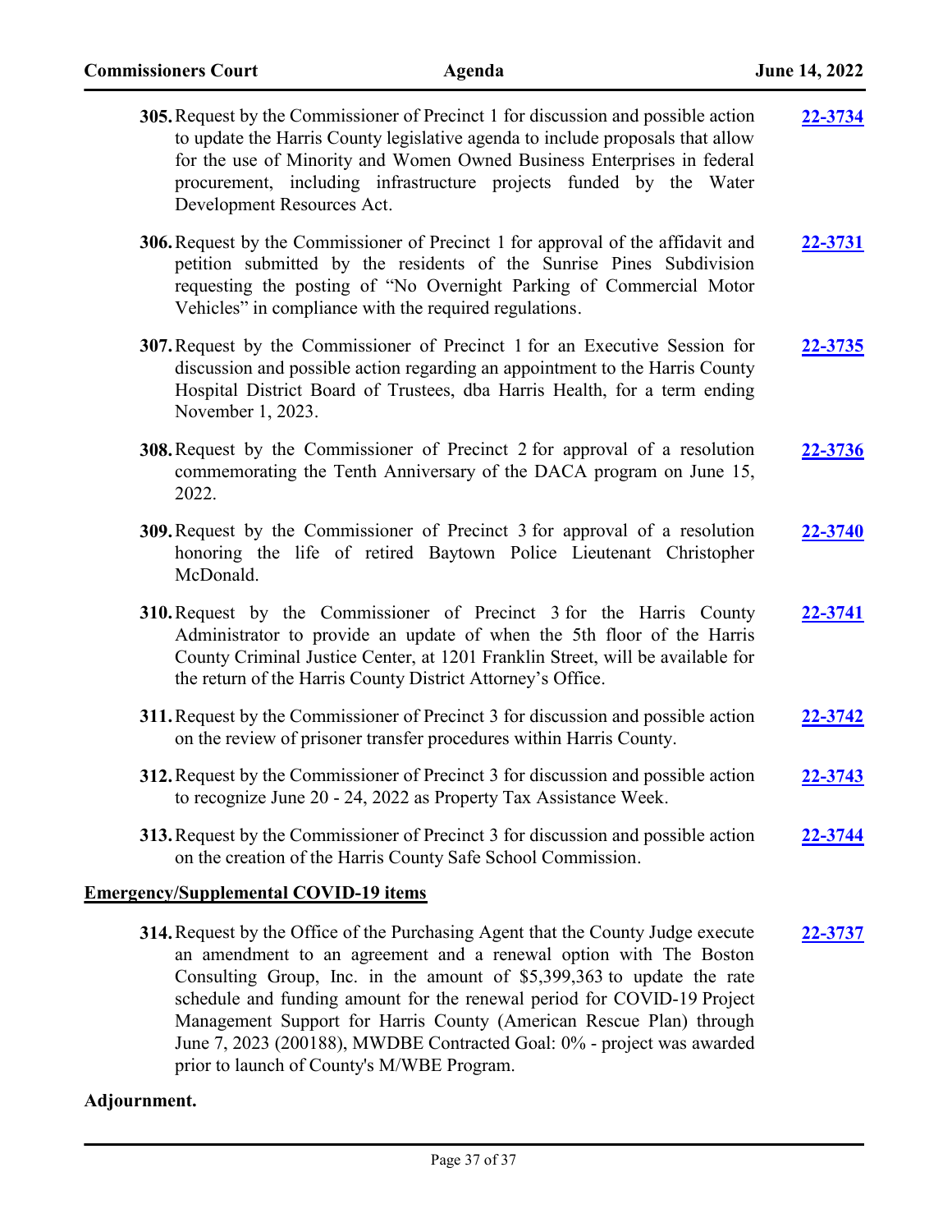**305.** Request by the Commissioner of Precinct 1 for discussion and possible action to update the Harris County legislative agenda to include proposals that allow for the use of Minority and Women Owned Business Enterprises in federal procurement, including infrastructure projects funded by the Water Development Resources Act. **22-3734**

**306.** Request by the Commissioner of Precinct 1 for approval of the affidavit and petition submitted by the residents of the Sunrise Pines Subdivision requesting the posting of "No Overnight Parking of Commercial Motor Vehicles" in compliance with the required regulations. **22-3731**

**307.** Request by the Commissioner of Precinct 1 for an Executive Session for discussion and possible action regarding an appointment to the Harris County Hospital District Board of Trustees, dba Harris Health, for a term ending November 1, 2023. **22-3735**

**308.** Request by the Commissioner of Precinct 2 for approval of a resolution commemorating the Tenth Anniversary of the DACA program on June 15, 2022. **22-3736**

**309.** Request by the Commissioner of Precinct 3 for approval of a resolution honoring the life of retired Baytown Police Lieutenant Christopher McDonald. **22-3740**

**310.** Request by the Commissioner of Precinct 3 for the Harris County Administrator to provide an update of when the 5th floor of the Harris County Criminal Justice Center, at 1201 Franklin Street, will be available for the return of the Harris County District Attorney's Office. **22-3741**

**311.** Request by the Commissioner of Precinct 3 for discussion and possible action on the review of prisoner transfer procedures within Harris County. **22-3742**

**312.** Request by the Commissioner of Precinct 3 for discussion and possible action to recognize June 20 - 24, 2022 as Property Tax Assistance Week. **22-3743**

**313.** Request by the Commissioner of Precinct 3 for discussion and possible action on the creation of the Harris County Safe School Commission. **22-3744**

## Emergency/Supplemental COVID-19 items

**314.** Request by the Office of the Purchasing Agent that the County Judge execute an amendment to an agreement and a renewal option with The Boston Consulting Group, Inc. in the amount of $5,399,363 to update the rate schedule and funding amount for the renewal period for COVID-19 Project Management Support for Harris County (American Rescue Plan) through June 7, 2023 (200188), MWDBE Contracted Goal: 0% - project was awarded prior to launch of County's M/WBE Program. **22-3737**

**Adjournment.**